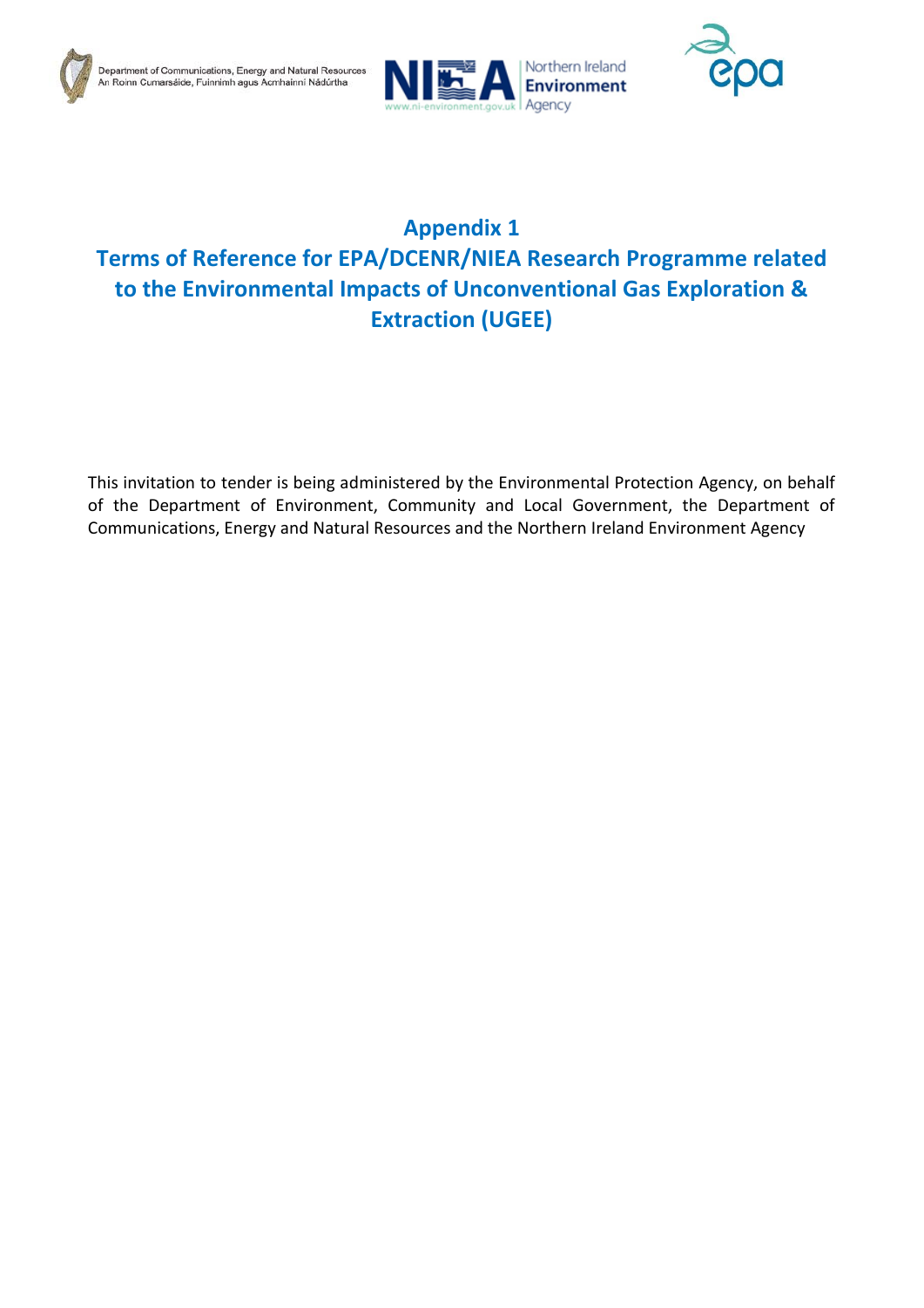Department of Communications, Energy and Natural Resources
An Roinn Cumarsáide, Fuinnimh agus Acmhainní Nádúrtha

NIEA Northern Ireland Environment Agency
www.ni-environment.gov.uk

epa

# Appendix 1
# Terms of Reference for EPA/DCENR/NIEA Research Programme related to the Environmental Impacts of Unconventional Gas Exploration & Extraction (UGEE)

This invitation to tender is being administered by the Environmental Protection Agency, on behalf of the Department of Environment, Community and Local Government, the Department of Communications, Energy and Natural Resources and the Northern Ireland Environment Agency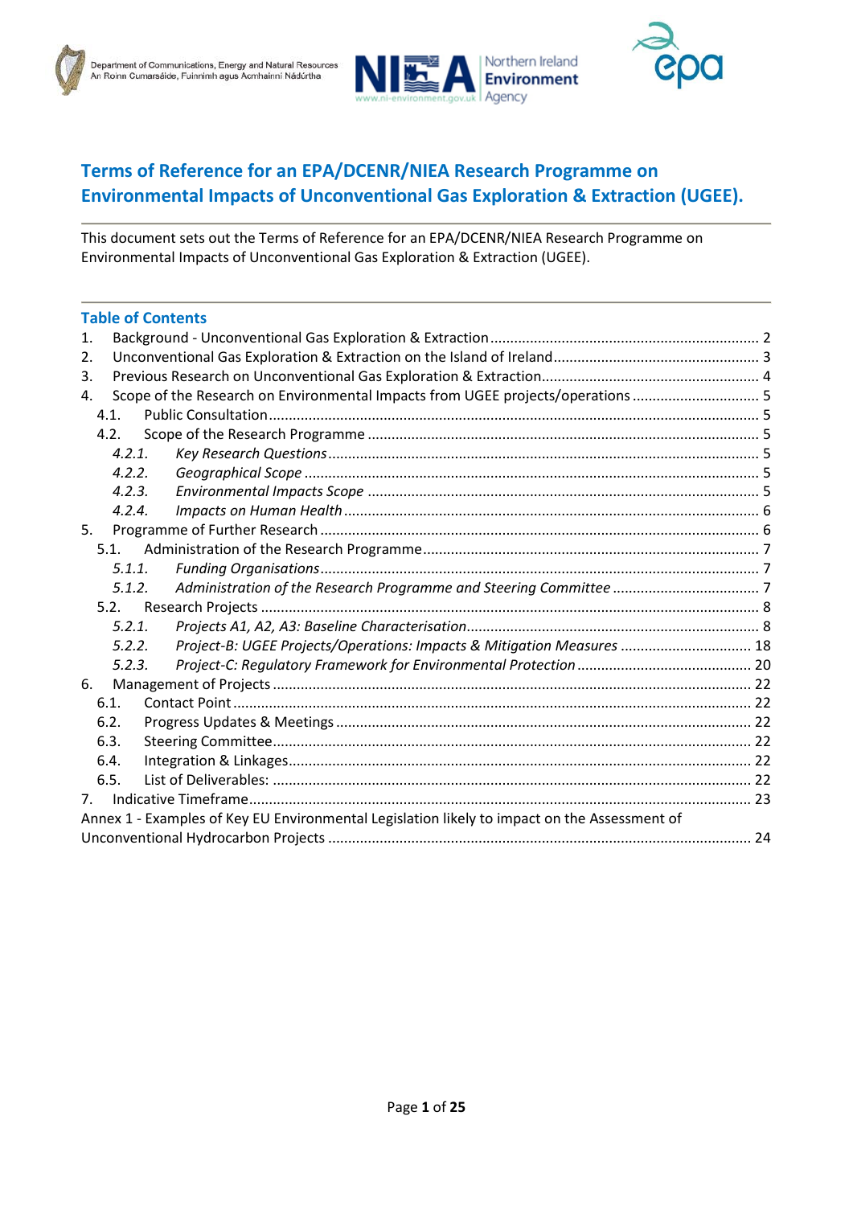# Terms of Reference for an EPA/DCENR/NIEA Research Programme on Environmental Impacts of Unconventional Gas Exploration & Extraction (UGEE).

This document sets out the Terms of Reference for an EPA/DCENR/NIEA Research Programme on Environmental Impacts of Unconventional Gas Exploration & Extraction (UGEE).

## Table of Contents

1. Background - Unconventional Gas Exploration & Extraction .......... 2
2. Unconventional Gas Exploration & Extraction on the Island of Ireland .......... 3
3. Previous Research on Unconventional Gas Exploration & Extraction .......... 4
4. Scope of the Research on Environmental Impacts from UGEE projects/operations .......... 5
   - 4.1. Public Consultation .......... 5
   - 4.2. Scope of the Research Programme .......... 5
     - *4.2.1. Key Research Questions* .......... 5
     - *4.2.2. Geographical Scope* .......... 5
     - *4.2.3. Environmental Impacts Scope* .......... 5
     - *4.2.4. Impacts on Human Health* .......... 6
5. Programme of Further Research .......... 6
   - 5.1. Administration of the Research Programme .......... 7
     - *5.1.1. Funding Organisations* .......... 7
     - *5.1.2. Administration of the Research Programme and Steering Committee* .......... 7
   - 5.2. Research Projects .......... 8
     - *5.2.1. Projects A1, A2, A3: Baseline Characterisation* .......... 8
     - *5.2.2. Project-B: UGEE Projects/Operations: Impacts & Mitigation Measures* .......... 18
     - *5.2.3. Project-C: Regulatory Framework for Environmental Protection* .......... 20
6. Management of Projects .......... 22
   - 6.1. Contact Point .......... 22
   - 6.2. Progress Updates & Meetings .......... 22
   - 6.3. Steering Committee .......... 22
   - 6.4. Integration & Linkages .......... 22
   - 6.5. List of Deliverables: .......... 22
7. Indicative Timeframe .......... 23

Annex 1 - Examples of Key EU Environmental Legislation likely to impact on the Assessment of Unconventional Hydrocarbon Projects .......... 24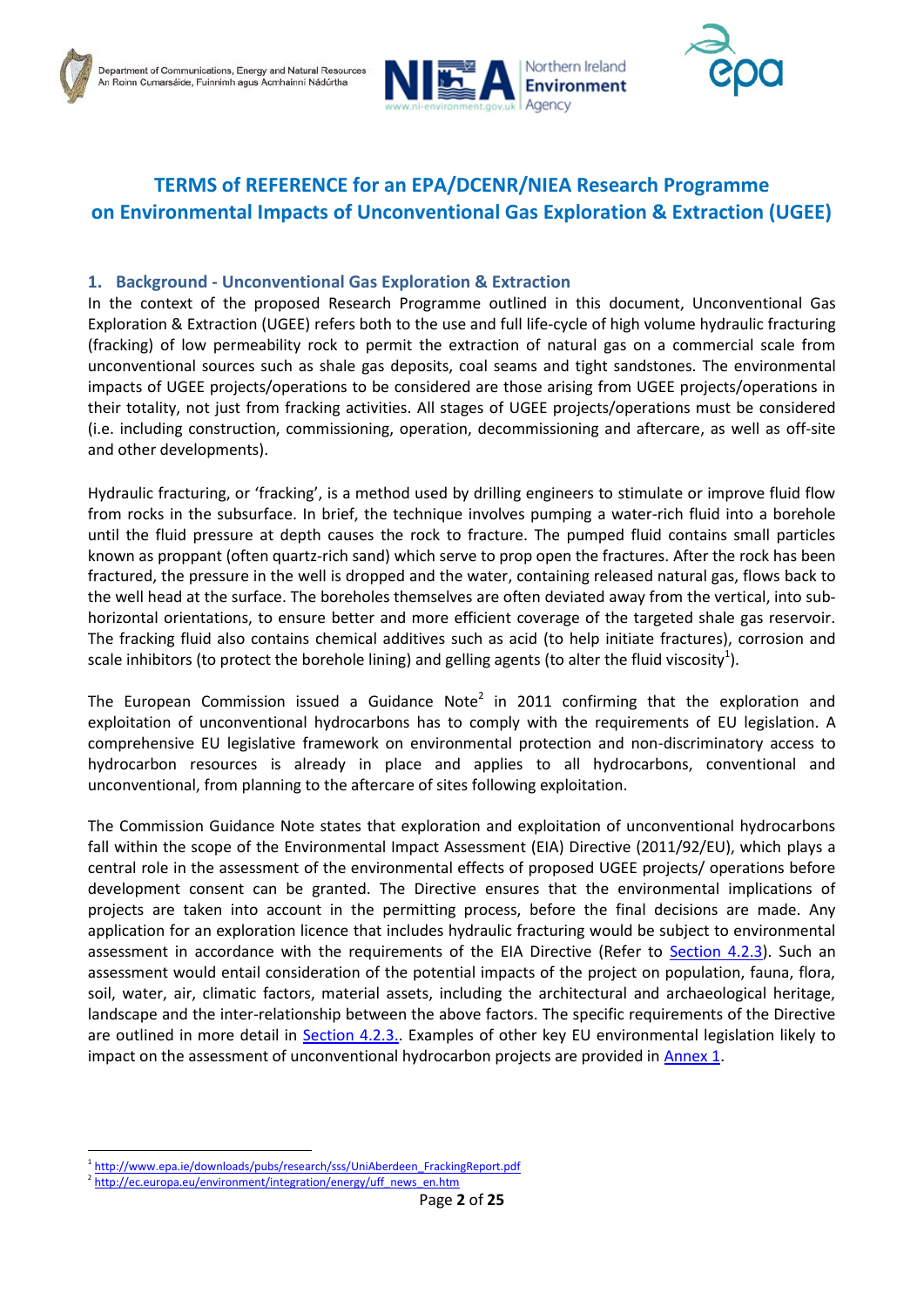# TERMS of REFERENCE for an EPA/DCENR/NIEA Research Programme on Environmental Impacts of Unconventional Gas Exploration & Extraction (UGEE)

## 1. Background - Unconventional Gas Exploration & Extraction

In the context of the proposed Research Programme outlined in this document, Unconventional Gas Exploration & Extraction (UGEE) refers both to the use and full life-cycle of high volume hydraulic fracturing (fracking) of low permeability rock to permit the extraction of natural gas on a commercial scale from unconventional sources such as shale gas deposits, coal seams and tight sandstones. The environmental impacts of UGEE projects/operations to be considered are those arising from UGEE projects/operations in their totality, not just from fracking activities. All stages of UGEE projects/operations must be considered (i.e. including construction, commissioning, operation, decommissioning and aftercare, as well as off-site and other developments).

Hydraulic fracturing, or 'fracking', is a method used by drilling engineers to stimulate or improve fluid flow from rocks in the subsurface. In brief, the technique involves pumping a water-rich fluid into a borehole until the fluid pressure at depth causes the rock to fracture. The pumped fluid contains small particles known as proppant (often quartz-rich sand) which serve to prop open the fractures. After the rock has been fractured, the pressure in the well is dropped and the water, containing released natural gas, flows back to the well head at the surface. The boreholes themselves are often deviated away from the vertical, into sub-horizontal orientations, to ensure better and more efficient coverage of the targeted shale gas reservoir. The fracking fluid also contains chemical additives such as acid (to help initiate fractures), corrosion and scale inhibitors (to protect the borehole lining) and gelling agents (to alter the fluid viscosity[1]).

The European Commission issued a Guidance Note[2] in 2011 confirming that the exploration and exploitation of unconventional hydrocarbons has to comply with the requirements of EU legislation. A comprehensive EU legislative framework on environmental protection and non-discriminatory access to hydrocarbon resources is already in place and applies to all hydrocarbons, conventional and unconventional, from planning to the aftercare of sites following exploitation.

The Commission Guidance Note states that exploration and exploitation of unconventional hydrocarbons fall within the scope of the Environmental Impact Assessment (EIA) Directive (2011/92/EU), which plays a central role in the assessment of the environmental effects of proposed UGEE projects/ operations before development consent can be granted. The Directive ensures that the environmental implications of projects are taken into account in the permitting process, before the final decisions are made. Any application for an exploration licence that includes hydraulic fracturing would be subject to environmental assessment in accordance with the requirements of the EIA Directive (Refer to Section 4.2.3). Such an assessment would entail consideration of the potential impacts of the project on population, fauna, flora, soil, water, air, climatic factors, material assets, including the architectural and archaeological heritage, landscape and the inter-relationship between the above factors. The specific requirements of the Directive are outlined in more detail in Section 4.2.3.. Examples of other key EU environmental legislation likely to impact on the assessment of unconventional hydrocarbon projects are provided in Annex 1.

---

[1] http://www.epa.ie/downloads/pubs/research/sss/UniAberdeen_FrackingReport.pdf

[2] http://ec.europa.eu/environment/integration/energy/uff_news_en.htm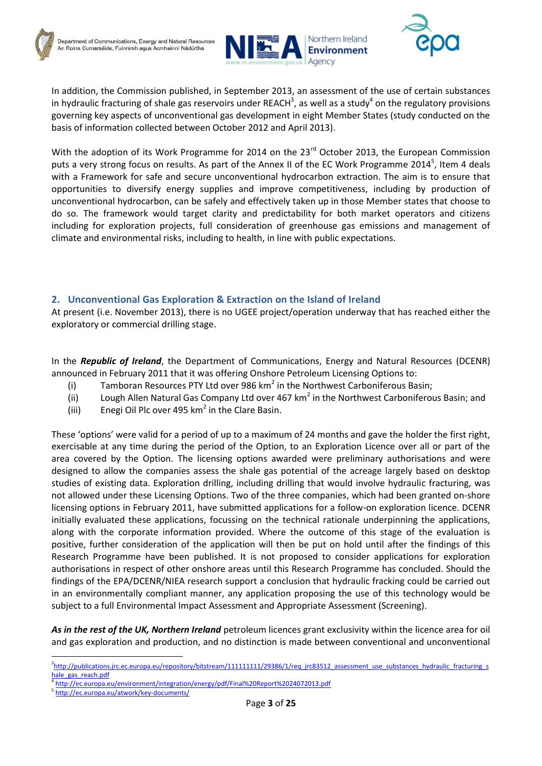In addition, the Commission published, in September 2013, an assessment of the use of certain substances in hydraulic fracturing of shale gas reservoirs under REACH[3], as well as a study[4] on the regulatory provisions governing key aspects of unconventional gas development in eight Member States (study conducted on the basis of information collected between October 2012 and April 2013).

With the adoption of its Work Programme for 2014 on the 23rd October 2013, the European Commission puts a very strong focus on results. As part of the Annex II of the EC Work Programme 2014[5], Item 4 deals with a Framework for safe and secure unconventional hydrocarbon extraction. The aim is to ensure that opportunities to diversify energy supplies and improve competitiveness, including by production of unconventional hydrocarbon, can be safely and effectively taken up in those Member states that choose to do so. The framework would target clarity and predictability for both market operators and citizens including for exploration projects, full consideration of greenhouse gas emissions and management of climate and environmental risks, including to health, in line with public expectations.

## 2. Unconventional Gas Exploration & Extraction on the Island of Ireland

At present (i.e. November 2013), there is no UGEE project/operation underway that has reached either the exploratory or commercial drilling stage.

In the ***Republic of Ireland***, the Department of Communications, Energy and Natural Resources (DCENR) announced in February 2011 that it was offering Onshore Petroleum Licensing Options to:

(i) Tamboran Resources PTY Ltd over 986 km$^2$ in the Northwest Carboniferous Basin;
(ii) Lough Allen Natural Gas Company Ltd over 467 km$^2$ in the Northwest Carboniferous Basin; and
(iii) Enegi Oil Plc over 495 km$^2$ in the Clare Basin.

These 'options' were valid for a period of up to a maximum of 24 months and gave the holder the first right, exercisable at any time during the period of the Option, to an Exploration Licence over all or part of the area covered by the Option. The licensing options awarded were preliminary authorisations and were designed to allow the companies assess the shale gas potential of the acreage largely based on desktop studies of existing data. Exploration drilling, including drilling that would involve hydraulic fracturing, was not allowed under these Licensing Options. Two of the three companies, which had been granted on-shore licensing options in February 2011, have submitted applications for a follow-on exploration licence. DCENR initially evaluated these applications, focussing on the technical rationale underpinning the applications, along with the corporate information provided. Where the outcome of this stage of the evaluation is positive, further consideration of the application will then be put on hold until after the findings of this Research Programme have been published. It is not proposed to consider applications for exploration authorisations in respect of other onshore areas until this Research Programme has concluded. Should the findings of the EPA/DCENR/NIEA research support a conclusion that hydraulic fracking could be carried out in an environmentally compliant manner, any application proposing the use of this technology would be subject to a full Environmental Impact Assessment and Appropriate Assessment (Screening).

***As in the rest of the UK, Northern Ireland*** petroleum licences grant exclusivity within the licence area for oil and gas exploration and production, and no distinction is made between conventional and unconventional

---

[3] http://publications.jrc.ec.europa.eu/repository/bitstream/111111111/29386/1/req_jrc83512_assessment_use_substances_hydraulic_fracturing_shale_gas_reach.pdf

[4] http://ec.europa.eu/environment/integration/energy/pdf/Final%20Report%2024072013.pdf

[5] http://ec.europa.eu/atwork/key-documents/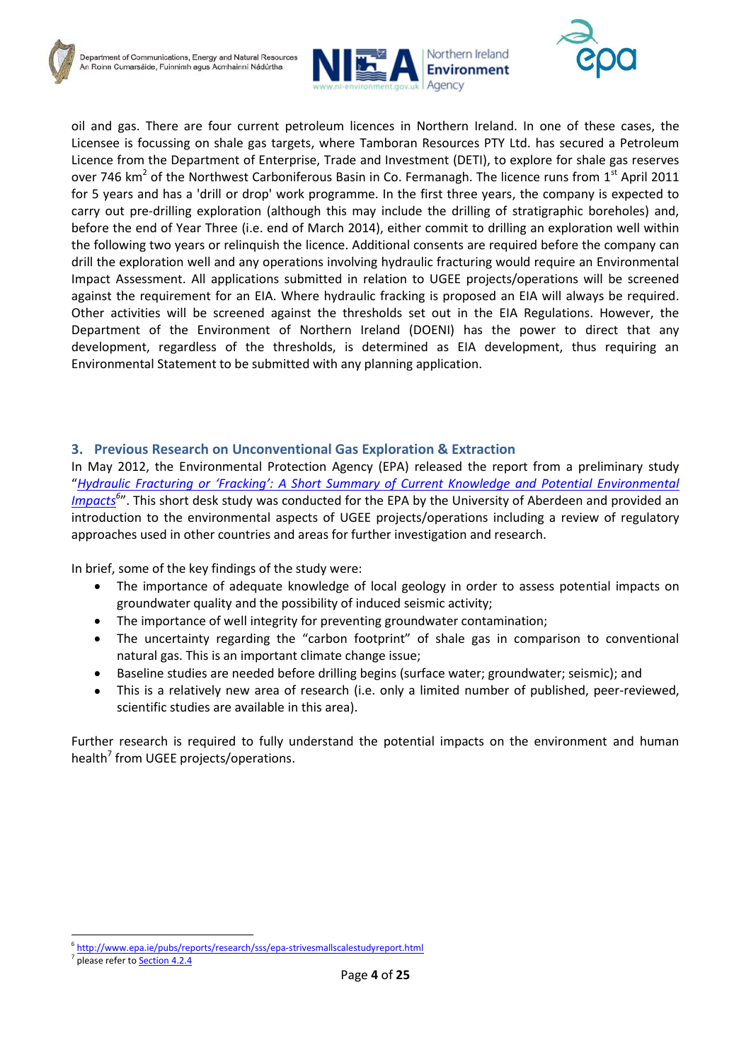oil and gas. There are four current petroleum licences in Northern Ireland. In one of these cases, the Licensee is focussing on shale gas targets, where Tamboran Resources PTY Ltd. has secured a Petroleum Licence from the Department of Enterprise, Trade and Investment (DETI), to explore for shale gas reserves over 746 km$^2$ of the Northwest Carboniferous Basin in Co. Fermanagh. The licence runs from 1$^{st}$ April 2011 for 5 years and has a 'drill or drop' work programme. In the first three years, the company is expected to carry out pre-drilling exploration (although this may include the drilling of stratigraphic boreholes) and, before the end of Year Three (i.e. end of March 2014), either commit to drilling an exploration well within the following two years or relinquish the licence. Additional consents are required before the company can drill the exploration well and any operations involving hydraulic fracturing would require an Environmental Impact Assessment. All applications submitted in relation to UGEE projects/operations will be screened against the requirement for an EIA. Where hydraulic fracking is proposed an EIA will always be required. Other activities will be screened against the thresholds set out in the EIA Regulations. However, the Department of the Environment of Northern Ireland (DOENI) has the power to direct that any development, regardless of the thresholds, is determined as EIA development, thus requiring an Environmental Statement to be submitted with any planning application.

## 3. Previous Research on Unconventional Gas Exploration & Extraction

In May 2012, the Environmental Protection Agency (EPA) released the report from a preliminary study "*Hydraulic Fracturing or 'Fracking': A Short Summary of Current Knowledge and Potential Environmental Impacts*[6]". This short desk study was conducted for the EPA by the University of Aberdeen and provided an introduction to the environmental aspects of UGEE projects/operations including a review of regulatory approaches used in other countries and areas for further investigation and research.

In brief, some of the key findings of the study were:

- The importance of adequate knowledge of local geology in order to assess potential impacts on groundwater quality and the possibility of induced seismic activity;
- The importance of well integrity for preventing groundwater contamination;
- The uncertainty regarding the "carbon footprint" of shale gas in comparison to conventional natural gas. This is an important climate change issue;
- Baseline studies are needed before drilling begins (surface water; groundwater; seismic); and
- This is a relatively new area of research (i.e. only a limited number of published, peer-reviewed, scientific studies are available in this area).

Further research is required to fully understand the potential impacts on the environment and human health[7] from UGEE projects/operations.

[6] http://www.epa.ie/pubs/reports/research/sss/epa-strivesmallscalestudyreport.html

[7] please refer to Section 4.2.4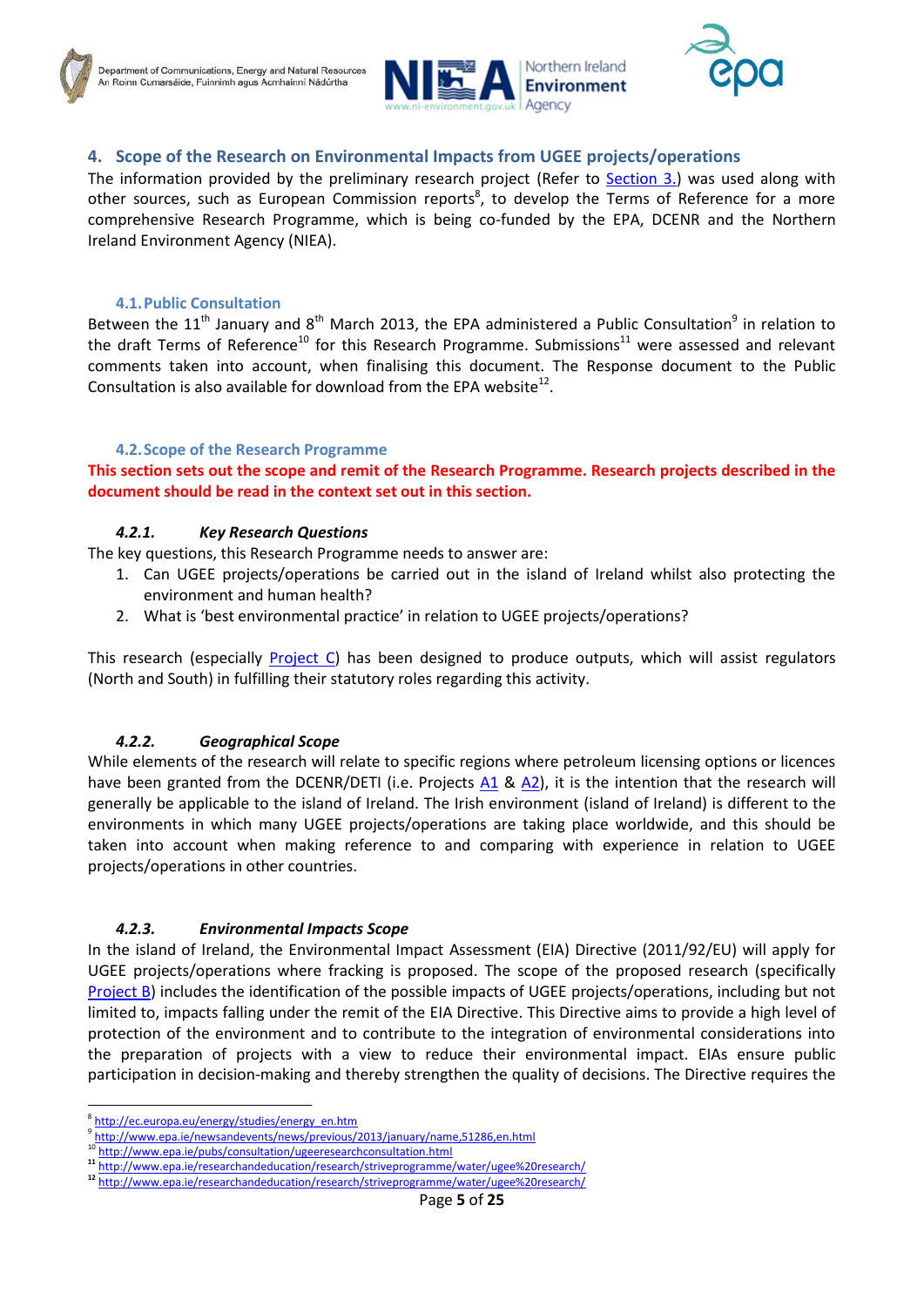## 4. Scope of the Research on Environmental Impacts from UGEE projects/operations

The information provided by the preliminary research project (Refer to Section 3.) was used along with other sources, such as European Commission reports[8], to develop the Terms of Reference for a more comprehensive Research Programme, which is being co-funded by the EPA, DCENR and the Northern Ireland Environment Agency (NIEA).

### 4.1. Public Consultation

Between the 11th January and 8th March 2013, the EPA administered a Public Consultation[9] in relation to the draft Terms of Reference[10] for this Research Programme. Submissions[11] were assessed and relevant comments taken into account, when finalising this document. The Response document to the Public Consultation is also available for download from the EPA website[12].

### 4.2. Scope of the Research Programme

**This section sets out the scope and remit of the Research Programme. Research projects described in the document should be read in the context set out in this section.**

#### *4.2.1. Key Research Questions*

The key questions, this Research Programme needs to answer are:

1. Can UGEE projects/operations be carried out in the island of Ireland whilst also protecting the environment and human health?
2. What is 'best environmental practice' in relation to UGEE projects/operations?

This research (especially Project C) has been designed to produce outputs, which will assist regulators (North and South) in fulfilling their statutory roles regarding this activity.

#### *4.2.2. Geographical Scope*

While elements of the research will relate to specific regions where petroleum licensing options or licences have been granted from the DCENR/DETI (i.e. Projects A1 & A2), it is the intention that the research will generally be applicable to the island of Ireland. The Irish environment (island of Ireland) is different to the environments in which many UGEE projects/operations are taking place worldwide, and this should be taken into account when making reference to and comparing with experience in relation to UGEE projects/operations in other countries.

#### *4.2.3. Environmental Impacts Scope*

In the island of Ireland, the Environmental Impact Assessment (EIA) Directive (2011/92/EU) will apply for UGEE projects/operations where fracking is proposed. The scope of the proposed research (specifically Project B) includes the identification of the possible impacts of UGEE projects/operations, including but not limited to, impacts falling under the remit of the EIA Directive. This Directive aims to provide a high level of protection of the environment and to contribute to the integration of environmental considerations into the preparation of projects with a view to reduce their environmental impact. EIAs ensure public participation in decision-making and thereby strengthen the quality of decisions. The Directive requires the

---

[8] http://ec.europa.eu/energy/studies/energy_en.htm

[9] http://www.epa.ie/newsandevents/news/previous/2013/january/name,51286,en.html

[10] http://www.epa.ie/pubs/consultation/ugeeresearchconsultation.html

[11] http://www.epa.ie/researchandeducation/research/striveprogramme/water/ugee%20research/

[12] http://www.epa.ie/researchandeducation/research/striveprogramme/water/ugee%20research/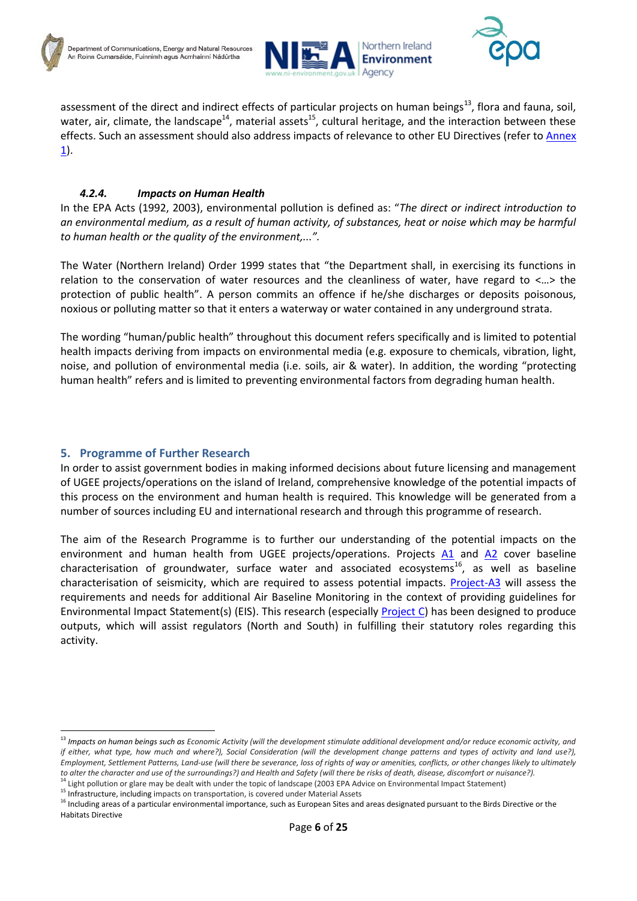assessment of the direct and indirect effects of particular projects on human beings[13], flora and fauna, soil, water, air, climate, the landscape[14], material assets[15], cultural heritage, and the interaction between these effects. Such an assessment should also address impacts of relevance to other EU Directives (refer to Annex 1).

#### *4.2.4. Impacts on Human Health*

In the EPA Acts (1992, 2003), environmental pollution is defined as: "*The direct or indirect introduction to an environmental medium, as a result of human activity, of substances, heat or noise which may be harmful to human health or the quality of the environment,...*".

The Water (Northern Ireland) Order 1999 states that "the Department shall, in exercising its functions in relation to the conservation of water resources and the cleanliness of water, have regard to <…> the protection of public health". A person commits an offence if he/she discharges or deposits poisonous, noxious or polluting matter so that it enters a waterway or water contained in any underground strata.

The wording "human/public health" throughout this document refers specifically and is limited to potential health impacts deriving from impacts on environmental media (e.g. exposure to chemicals, vibration, light, noise, and pollution of environmental media (i.e. soils, air & water). In addition, the wording "protecting human health" refers and is limited to preventing environmental factors from degrading human health.

## 5. Programme of Further Research

In order to assist government bodies in making informed decisions about future licensing and management of UGEE projects/operations on the island of Ireland, comprehensive knowledge of the potential impacts of this process on the environment and human health is required. This knowledge will be generated from a number of sources including EU and international research and through this programme of research.

The aim of the Research Programme is to further our understanding of the potential impacts on the environment and human health from UGEE projects/operations. Projects A1 and A2 cover baseline characterisation of groundwater, surface water and associated ecosystems[16], as well as baseline characterisation of seismicity, which are required to assess potential impacts. Project-A3 will assess the requirements and needs for additional Air Baseline Monitoring in the context of providing guidelines for Environmental Impact Statement(s) (EIS). This research (especially Project C) has been designed to produce outputs, which will assist regulators (North and South) in fulfilling their statutory roles regarding this activity.

---

[13] *Impacts on human beings such as Economic Activity (will the development stimulate additional development and/or reduce economic activity, and if either, what type, how much and where?), Social Consideration (will the development change patterns and types of activity and land use?), Employment, Settlement Patterns, Land-use (will there be severance, loss of rights of way or amenities, conflicts, or other changes likely to ultimately to alter the character and use of the surroundings?) and Health and Safety (will there be risks of death, disease, discomfort or nuisance?).*

[14] Light pollution or glare may be dealt with under the topic of landscape (2003 EPA Advice on Environmental Impact Statement)

[15] Infrastructure, including impacts on transportation, is covered under Material Assets

[16] Including areas of a particular environmental importance, such as European Sites and areas designated pursuant to the Birds Directive or the Habitats Directive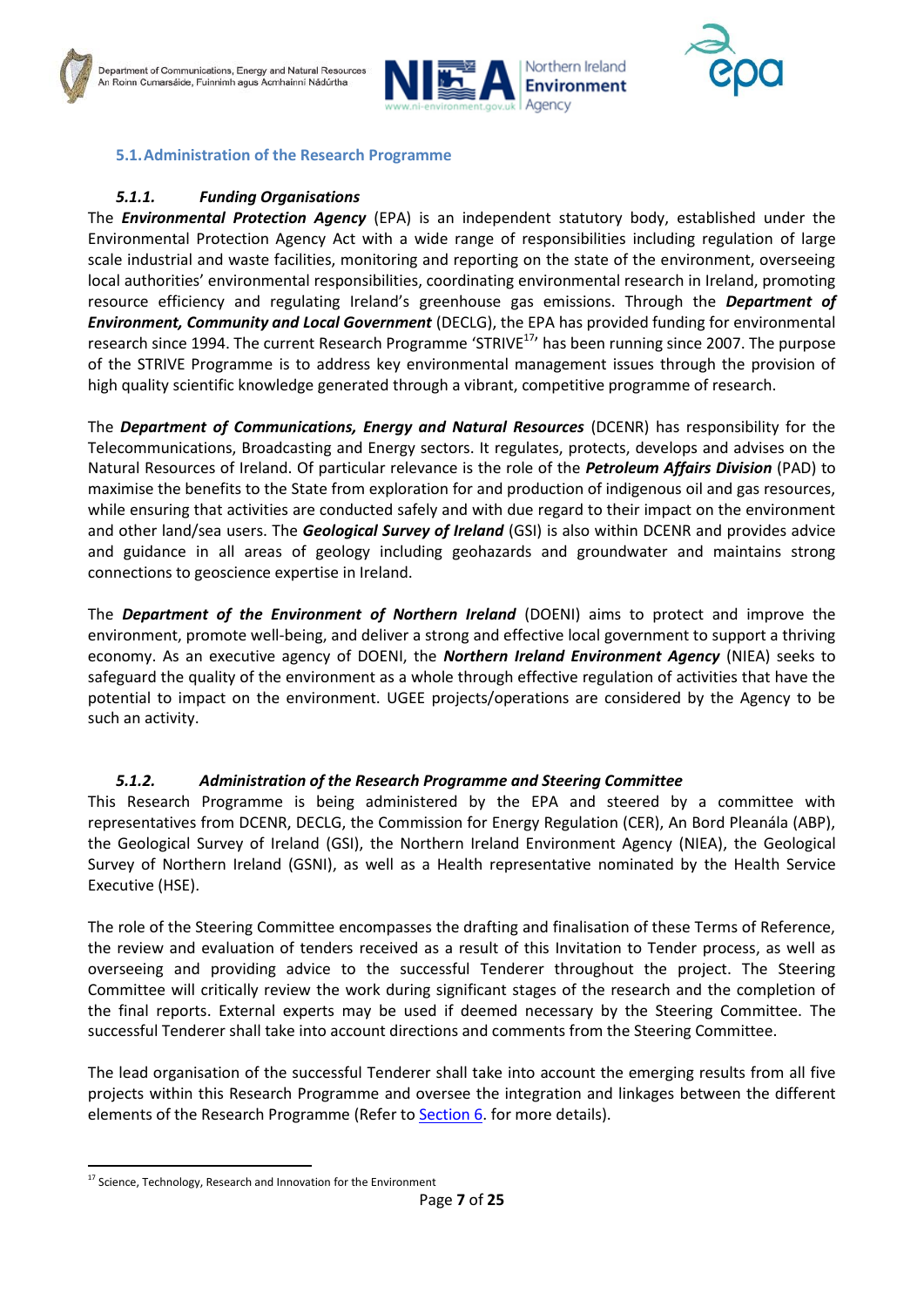## 5.1. Administration of the Research Programme

### 5.1.1. Funding Organisations

The ***Environmental Protection Agency*** (EPA) is an independent statutory body, established under the Environmental Protection Agency Act with a wide range of responsibilities including regulation of large scale industrial and waste facilities, monitoring and reporting on the state of the environment, overseeing local authorities' environmental responsibilities, coordinating environmental research in Ireland, promoting resource efficiency and regulating Ireland's greenhouse gas emissions. Through the ***Department of Environment, Community and Local Government*** (DECLG), the EPA has provided funding for environmental research since 1994. The current Research Programme 'STRIVE[17]' has been running since 2007. The purpose of the STRIVE Programme is to address key environmental management issues through the provision of high quality scientific knowledge generated through a vibrant, competitive programme of research.

The ***Department of Communications, Energy and Natural Resources*** (DCENR) has responsibility for the Telecommunications, Broadcasting and Energy sectors. It regulates, protects, develops and advises on the Natural Resources of Ireland. Of particular relevance is the role of the ***Petroleum Affairs Division*** (PAD) to maximise the benefits to the State from exploration for and production of indigenous oil and gas resources, while ensuring that activities are conducted safely and with due regard to their impact on the environment and other land/sea users. The ***Geological Survey of Ireland*** (GSI) is also within DCENR and provides advice and guidance in all areas of geology including geohazards and groundwater and maintains strong connections to geoscience expertise in Ireland.

The ***Department of the Environment of Northern Ireland*** (DOENI) aims to protect and improve the environment, promote well-being, and deliver a strong and effective local government to support a thriving economy. As an executive agency of DOENI, the ***Northern Ireland Environment Agency*** (NIEA) seeks to safeguard the quality of the environment as a whole through effective regulation of activities that have the potential to impact on the environment. UGEE projects/operations are considered by the Agency to be such an activity.

### 5.1.2. Administration of the Research Programme and Steering Committee

This Research Programme is being administered by the EPA and steered by a committee with representatives from DCENR, DECLG, the Commission for Energy Regulation (CER), An Bord Pleanála (ABP), the Geological Survey of Ireland (GSI), the Northern Ireland Environment Agency (NIEA), the Geological Survey of Northern Ireland (GSNI), as well as a Health representative nominated by the Health Service Executive (HSE).

The role of the Steering Committee encompasses the drafting and finalisation of these Terms of Reference, the review and evaluation of tenders received as a result of this Invitation to Tender process, as well as overseeing and providing advice to the successful Tenderer throughout the project. The Steering Committee will critically review the work during significant stages of the research and the completion of the final reports. External experts may be used if deemed necessary by the Steering Committee. The successful Tenderer shall take into account directions and comments from the Steering Committee.

The lead organisation of the successful Tenderer shall take into account the emerging results from all five projects within this Research Programme and oversee the integration and linkages between the different elements of the Research Programme (Refer to Section 6. for more details).

---

[17] Science, Technology, Research and Innovation for the Environment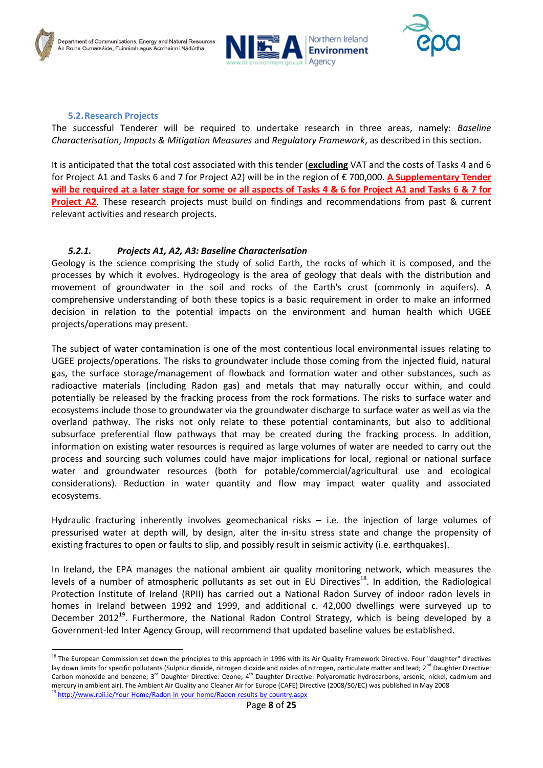### 5.2. Research Projects

The successful Tenderer will be required to undertake research in three areas, namely: *Baseline Characterisation*, *Impacts & Mitigation Measures* and *Regulatory Framework*, as described in this section.

It is anticipated that the total cost associated with this tender (**excluding** VAT and the costs of Tasks 4 and 6 for Project A1 and Tasks 6 and 7 for Project A2) will be in the region of € 700,000. **A Supplementary Tender will be required at a later stage for some or all aspects of Tasks 4 & 6 for Project A1 and Tasks 6 & 7 for Project A2**. These research projects must build on findings and recommendations from past & current relevant activities and research projects.

#### *5.2.1. Projects A1, A2, A3: Baseline Characterisation*

Geology is the science comprising the study of solid Earth, the rocks of which it is composed, and the processes by which it evolves. Hydrogeology is the area of geology that deals with the distribution and movement of groundwater in the soil and rocks of the Earth's crust (commonly in aquifers). A comprehensive understanding of both these topics is a basic requirement in order to make an informed decision in relation to the potential impacts on the environment and human health which UGEE projects/operations may present.

The subject of water contamination is one of the most contentious local environmental issues relating to UGEE projects/operations. The risks to groundwater include those coming from the injected fluid, natural gas, the surface storage/management of flowback and formation water and other substances, such as radioactive materials (including Radon gas) and metals that may naturally occur within, and could potentially be released by the fracking process from the rock formations. The risks to surface water and ecosystems include those to groundwater via the groundwater discharge to surface water as well as via the overland pathway. The risks not only relate to these potential contaminants, but also to additional subsurface preferential flow pathways that may be created during the fracking process. In addition, information on existing water resources is required as large volumes of water are needed to carry out the process and sourcing such volumes could have major implications for local, regional or national surface water and groundwater resources (both for potable/commercial/agricultural use and ecological considerations). Reduction in water quantity and flow may impact water quality and associated ecosystems.

Hydraulic fracturing inherently involves geomechanical risks – i.e. the injection of large volumes of pressurised water at depth will, by design, alter the in-situ stress state and change the propensity of existing fractures to open or faults to slip, and possibly result in seismic activity (i.e. earthquakes).

In Ireland, the EPA manages the national ambient air quality monitoring network, which measures the levels of a number of atmospheric pollutants as set out in EU Directives[18]. In addition, the Radiological Protection Institute of Ireland (RPII) has carried out a National Radon Survey of indoor radon levels in homes in Ireland between 1992 and 1999, and additional c. 42,000 dwellings were surveyed up to December 2012[19]. Furthermore, the National Radon Control Strategy, which is being developed by a Government-led Inter Agency Group, will recommend that updated baseline values be established.

---

[18] The European Commission set down the principles to this approach in 1996 with its Air Quality Framework Directive. Four "daughter" directives lay down limits for specific pollutants (Sulphur dioxide, nitrogen dioxide and oxides of nitrogen, particulate matter and lead; 2nd Daughter Directive: Carbon monoxide and benzene; 3rd Daughter Directive: Ozone; 4th Daughter Directive: Polyaromatic hydrocarbons, arsenic, nickel, cadmium and mercury in ambient air). The Ambient Air Quality and Cleaner Air for Europe (CAFE) Directive (2008/50/EC) was published in May 2008

[19] http://www.rpii.ie/Your-Home/Radon-in-your-home/Radon-results-by-country.aspx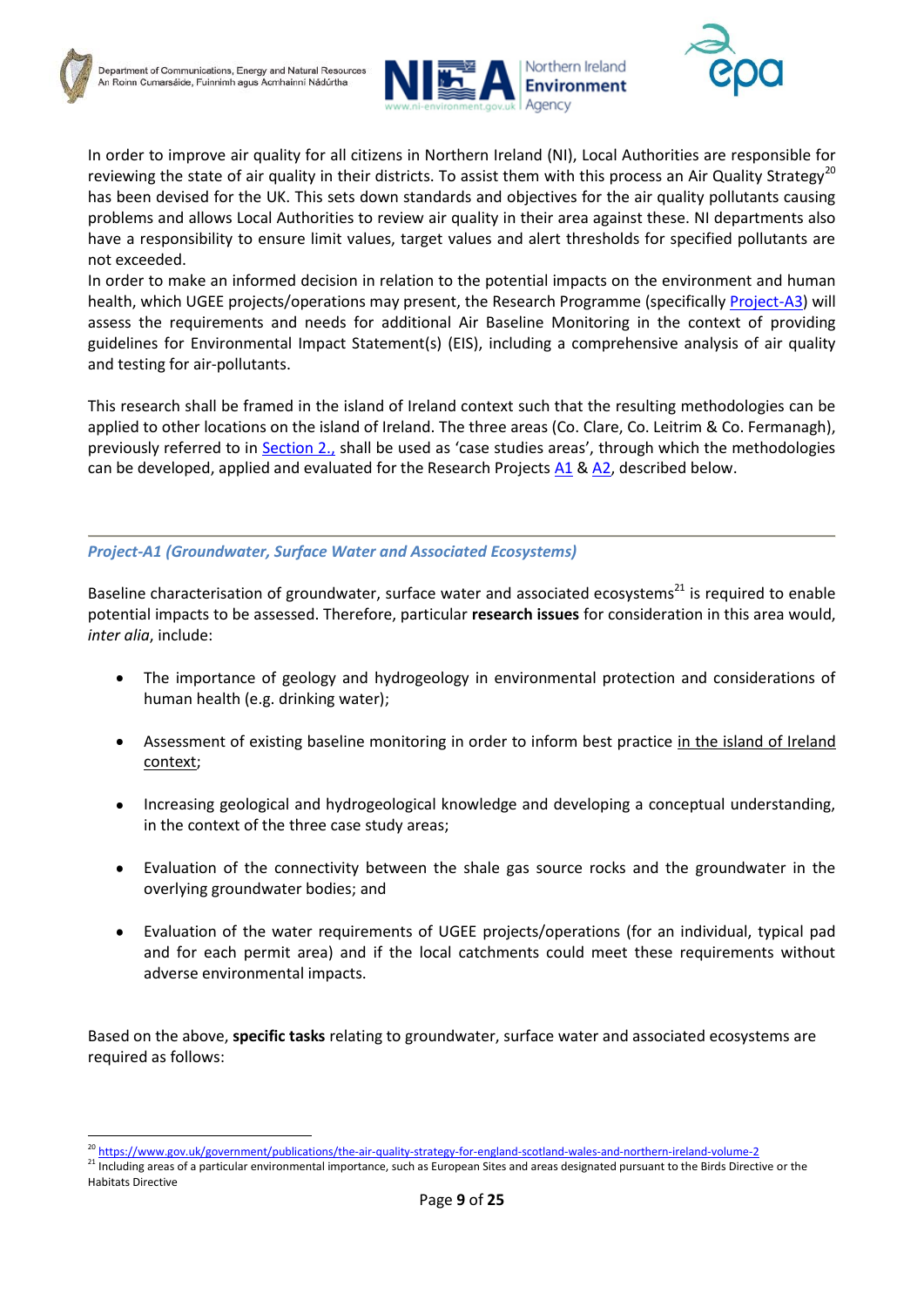In order to improve air quality for all citizens in Northern Ireland (NI), Local Authorities are responsible for reviewing the state of air quality in their districts. To assist them with this process an Air Quality Strategy[20] has been devised for the UK. This sets down standards and objectives for the air quality pollutants causing problems and allows Local Authorities to review air quality in their area against these. NI departments also have a responsibility to ensure limit values, target values and alert thresholds for specified pollutants are not exceeded.

In order to make an informed decision in relation to the potential impacts on the environment and human health, which UGEE projects/operations may present, the Research Programme (specifically Project-A3) will assess the requirements and needs for additional Air Baseline Monitoring in the context of providing guidelines for Environmental Impact Statement(s) (EIS), including a comprehensive analysis of air quality and testing for air-pollutants.

This research shall be framed in the island of Ireland context such that the resulting methodologies can be applied to other locations on the island of Ireland. The three areas (Co. Clare, Co. Leitrim & Co. Fermanagh), previously referred to in Section 2., shall be used as 'case studies areas', through which the methodologies can be developed, applied and evaluated for the Research Projects A1 & A2, described below.

---

### *Project-A1 (Groundwater, Surface Water and Associated Ecosystems)*

Baseline characterisation of groundwater, surface water and associated ecosystems[21] is required to enable potential impacts to be assessed. Therefore, particular **research issues** for consideration in this area would, *inter alia*, include:

- The importance of geology and hydrogeology in environmental protection and considerations of human health (e.g. drinking water);
- Assessment of existing baseline monitoring in order to inform best practice in the island of Ireland context;
- Increasing geological and hydrogeological knowledge and developing a conceptual understanding, in the context of the three case study areas;
- Evaluation of the connectivity between the shale gas source rocks and the groundwater in the overlying groundwater bodies; and
- Evaluation of the water requirements of UGEE projects/operations (for an individual, typical pad and for each permit area) and if the local catchments could meet these requirements without adverse environmental impacts.

Based on the above, **specific tasks** relating to groundwater, surface water and associated ecosystems are required as follows:

---

[20] https://www.gov.uk/government/publications/the-air-quality-strategy-for-england-scotland-wales-and-northern-ireland-volume-2

[21] Including areas of a particular environmental importance, such as European Sites and areas designated pursuant to the Birds Directive or the Habitats Directive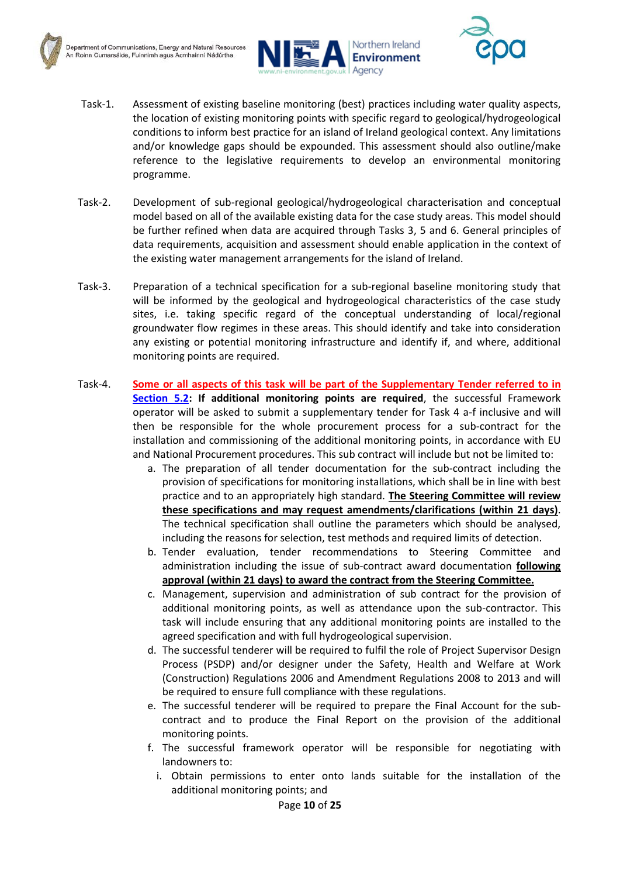Task-1. Assessment of existing baseline monitoring (best) practices including water quality aspects, the location of existing monitoring points with specific regard to geological/hydrogeological conditions to inform best practice for an island of Ireland geological context. Any limitations and/or knowledge gaps should be expounded. This assessment should also outline/make reference to the legislative requirements to develop an environmental monitoring programme.

Task-2. Development of sub-regional geological/hydrogeological characterisation and conceptual model based on all of the available existing data for the case study areas. This model should be further refined when data are acquired through Tasks 3, 5 and 6. General principles of data requirements, acquisition and assessment should enable application in the context of the existing water management arrangements for the island of Ireland.

Task-3. Preparation of a technical specification for a sub-regional baseline monitoring study that will be informed by the geological and hydrogeological characteristics of the case study sites, i.e. taking specific regard of the conceptual understanding of local/regional groundwater flow regimes in these areas. This should identify and take into consideration any existing or potential monitoring infrastructure and identify if, and where, additional monitoring points are required.

Task-4. **Some or all aspects of this task will be part of the Supplementary Tender referred to in Section 5.2**: **If additional monitoring points are required**, the successful Framework operator will be asked to submit a supplementary tender for Task 4 a-f inclusive and will then be responsible for the whole procurement process for a sub-contract for the installation and commissioning of the additional monitoring points, in accordance with EU and National Procurement procedures. This sub contract will include but not be limited to:

a. The preparation of all tender documentation for the sub-contract including the provision of specifications for monitoring installations, which shall be in line with best practice and to an appropriately high standard. **The Steering Committee will review these specifications and may request amendments/clarifications (within 21 days)**. The technical specification shall outline the parameters which should be analysed, including the reasons for selection, test methods and required limits of detection.

b. Tender evaluation, tender recommendations to Steering Committee and administration including the issue of sub-contract award documentation **following approval (within 21 days) to award the contract from the Steering Committee.**

c. Management, supervision and administration of sub contract for the provision of additional monitoring points, as well as attendance upon the sub-contractor. This task will include ensuring that any additional monitoring points are installed to the agreed specification and with full hydrogeological supervision.

d. The successful tenderer will be required to fulfil the role of Project Supervisor Design Process (PSDP) and/or designer under the Safety, Health and Welfare at Work (Construction) Regulations 2006 and Amendment Regulations 2008 to 2013 and will be required to ensure full compliance with these regulations.

e. The successful tenderer will be required to prepare the Final Account for the sub-contract and to produce the Final Report on the provision of the additional monitoring points.

f. The successful framework operator will be responsible for negotiating with landowners to:

   i. Obtain permissions to enter onto lands suitable for the installation of the additional monitoring points; and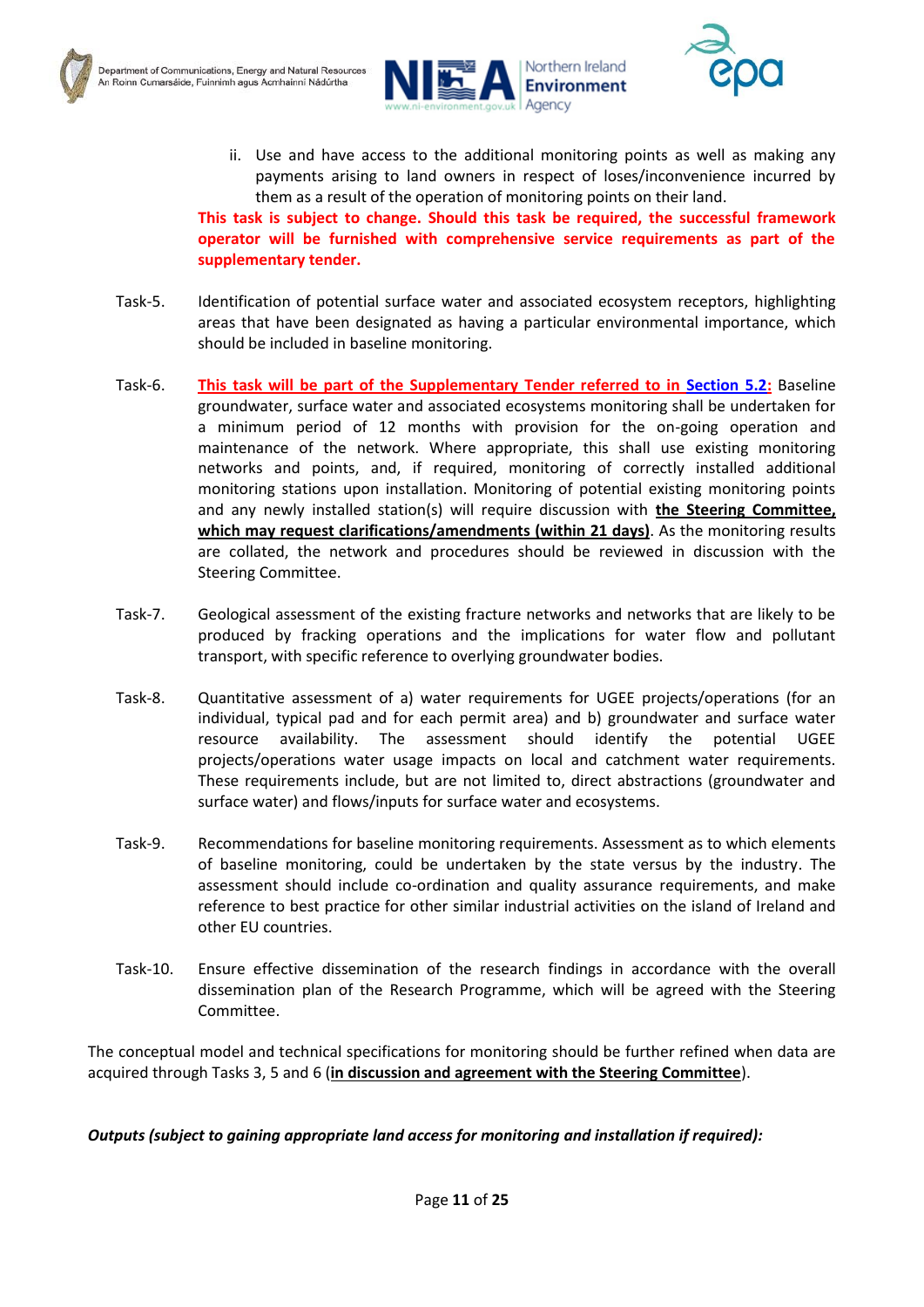ii. Use and have access to the additional monitoring points as well as making any payments arising to land owners in respect of loses/inconvenience incurred by them as a result of the operation of monitoring points on their land.

**This task is subject to change. Should this task be required, the successful framework operator will be furnished with comprehensive service requirements as part of the supplementary tender.**

Task-5. Identification of potential surface water and associated ecosystem receptors, highlighting areas that have been designated as having a particular environmental importance, which should be included in baseline monitoring.

Task-6. **This task will be part of the Supplementary Tender referred to in Section 5.2:** Baseline groundwater, surface water and associated ecosystems monitoring shall be undertaken for a minimum period of 12 months with provision for the on-going operation and maintenance of the network. Where appropriate, this shall use existing monitoring networks and points, and, if required, monitoring of correctly installed additional monitoring stations upon installation. Monitoring of potential existing monitoring points and any newly installed station(s) will require discussion with **the Steering Committee, which may request clarifications/amendments (within 21 days)**. As the monitoring results are collated, the network and procedures should be reviewed in discussion with the Steering Committee.

Task-7. Geological assessment of the existing fracture networks and networks that are likely to be produced by fracking operations and the implications for water flow and pollutant transport, with specific reference to overlying groundwater bodies.

Task-8. Quantitative assessment of a) water requirements for UGEE projects/operations (for an individual, typical pad and for each permit area) and b) groundwater and surface water resource availability. The assessment should identify the potential UGEE projects/operations water usage impacts on local and catchment water requirements. These requirements include, but are not limited to, direct abstractions (groundwater and surface water) and flows/inputs for surface water and ecosystems.

Task-9. Recommendations for baseline monitoring requirements. Assessment as to which elements of baseline monitoring, could be undertaken by the state versus by the industry. The assessment should include co-ordination and quality assurance requirements, and make reference to best practice for other similar industrial activities on the island of Ireland and other EU countries.

Task-10. Ensure effective dissemination of the research findings in accordance with the overall dissemination plan of the Research Programme, which will be agreed with the Steering Committee.

The conceptual model and technical specifications for monitoring should be further refined when data are acquired through Tasks 3, 5 and 6 (**in discussion and agreement with the Steering Committee**).

***Outputs (subject to gaining appropriate land access for monitoring and installation if required):***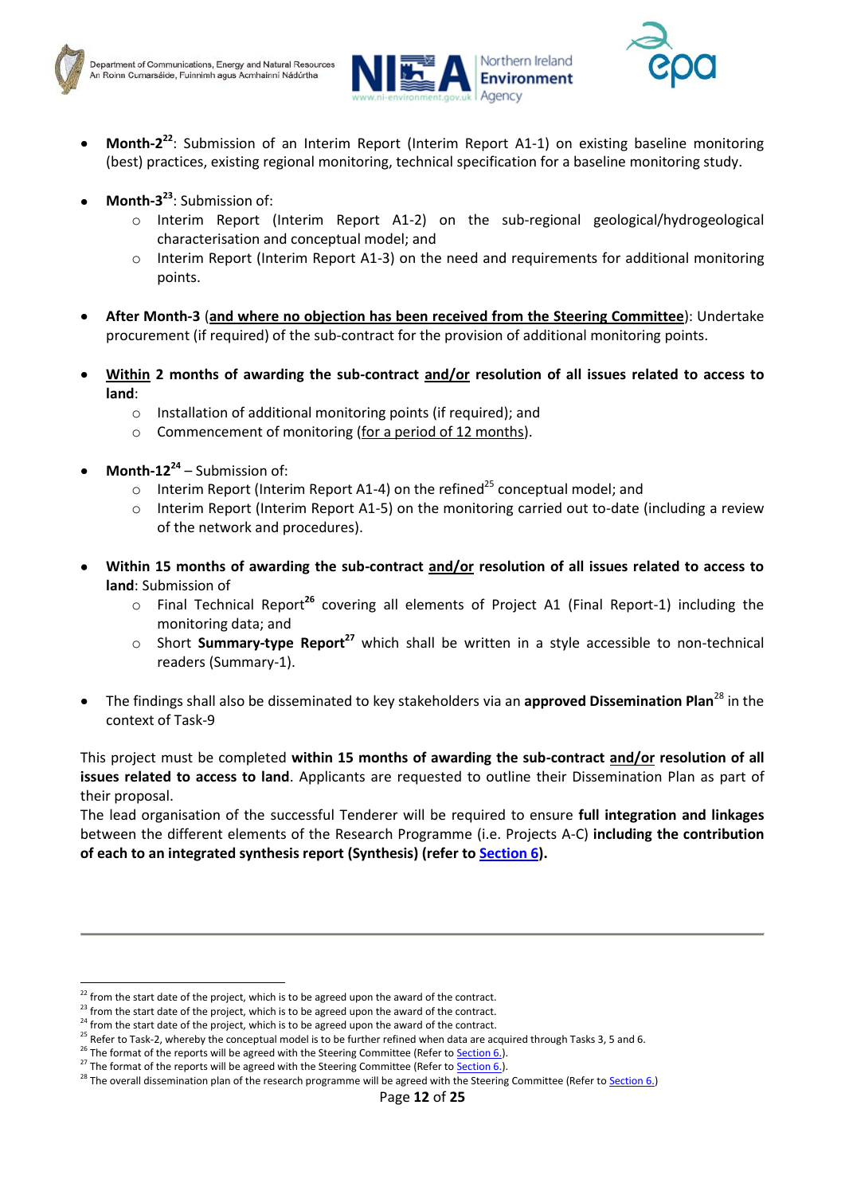- **Month-2**[22]: Submission of an Interim Report (Interim Report A1-1) on existing baseline monitoring (best) practices, existing regional monitoring, technical specification for a baseline monitoring study.

- **Month-3**[23]: Submission of:
  - Interim Report (Interim Report A1-2) on the sub-regional geological/hydrogeological characterisation and conceptual model; and
  - Interim Report (Interim Report A1-3) on the need and requirements for additional monitoring points.

- **After Month-3** (**and where no objection has been received from the Steering Committee**): Undertake procurement (if required) of the sub-contract for the provision of additional monitoring points.

- **Within 2 months of awarding the sub-contract and/or resolution of all issues related to access to land**:
  - Installation of additional monitoring points (if required); and
  - Commencement of monitoring (for a period of 12 months).

- **Month-12**[24] – Submission of:
  - Interim Report (Interim Report A1-4) on the refined[25] conceptual model; and
  - Interim Report (Interim Report A1-5) on the monitoring carried out to-date (including a review of the network and procedures).

- **Within 15 months of awarding the sub-contract and/or resolution of all issues related to access to land**: Submission of
  - Final Technical Report[26] covering all elements of Project A1 (Final Report-1) including the monitoring data; and
  - Short **Summary-type Report**[27] which shall be written in a style accessible to non-technical readers (Summary-1).

- The findings shall also be disseminated to key stakeholders via an **approved Dissemination Plan**[28] in the context of Task-9

This project must be completed **within 15 months of awarding the sub-contract and/or resolution of all issues related to access to land**. Applicants are requested to outline their Dissemination Plan as part of their proposal.
The lead organisation of the successful Tenderer will be required to ensure **full integration and linkages** between the different elements of the Research Programme (i.e. Projects A-C) **including the contribution of each to an integrated synthesis report (Synthesis) (refer to Section 6).**

---

[22] from the start date of the project, which is to be agreed upon the award of the contract.
[23] from the start date of the project, which is to be agreed upon the award of the contract.
[24] from the start date of the project, which is to be agreed upon the award of the contract.
[25] Refer to Task-2, whereby the conceptual model is to be further refined when data are acquired through Tasks 3, 5 and 6.
[26] The format of the reports will be agreed with the Steering Committee (Refer to Section 6.).
[27] The format of the reports will be agreed with the Steering Committee (Refer to Section 6.).
[28] The overall dissemination plan of the research programme will be agreed with the Steering Committee (Refer to Section 6.)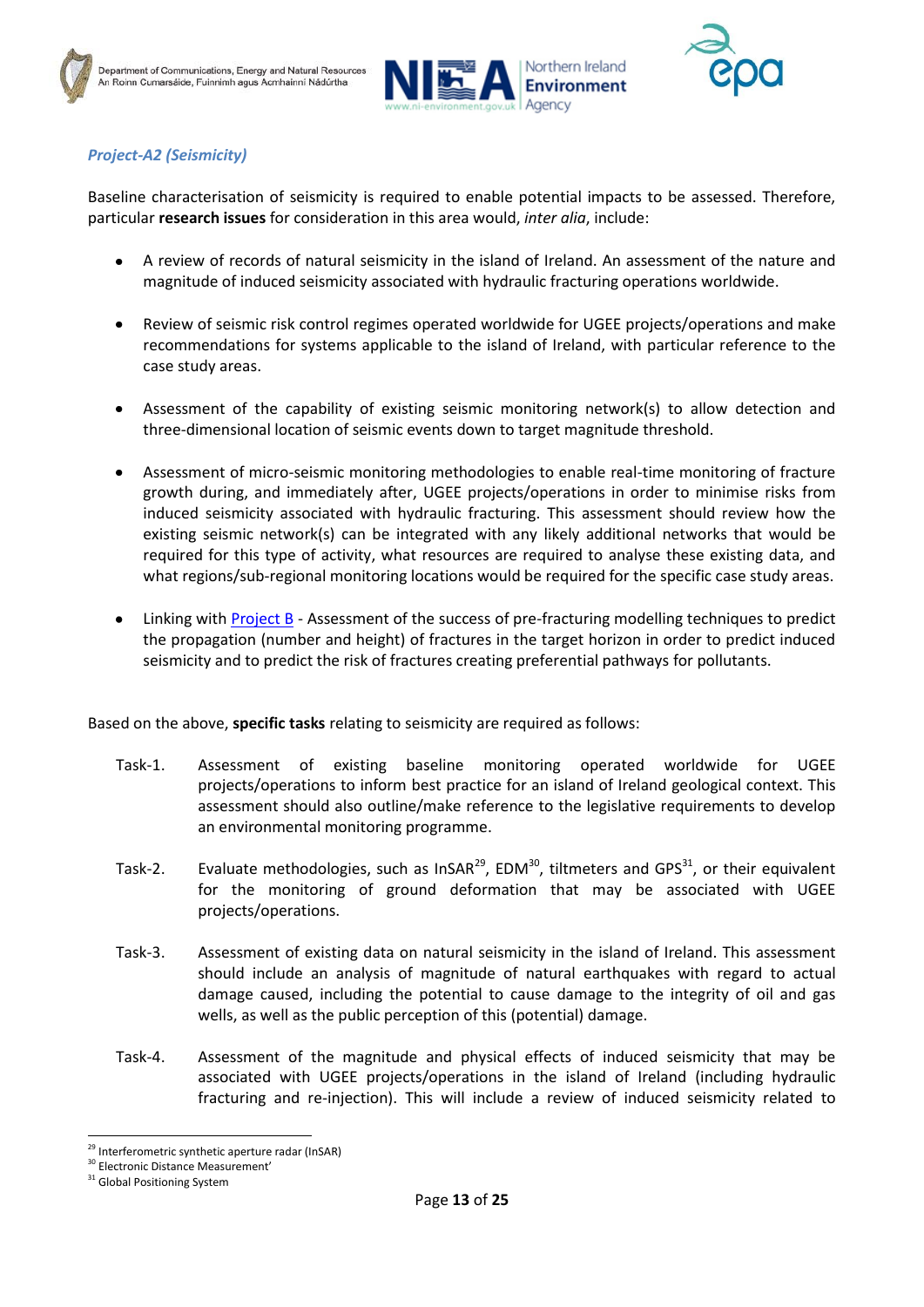*Project-A2 (Seismicity)*

Baseline characterisation of seismicity is required to enable potential impacts to be assessed. Therefore, particular **research issues** for consideration in this area would, *inter alia*, include:

- A review of records of natural seismicity in the island of Ireland. An assessment of the nature and magnitude of induced seismicity associated with hydraulic fracturing operations worldwide.
- Review of seismic risk control regimes operated worldwide for UGEE projects/operations and make recommendations for systems applicable to the island of Ireland, with particular reference to the case study areas.
- Assessment of the capability of existing seismic monitoring network(s) to allow detection and three-dimensional location of seismic events down to target magnitude threshold.
- Assessment of micro-seismic monitoring methodologies to enable real-time monitoring of fracture growth during, and immediately after, UGEE projects/operations in order to minimise risks from induced seismicity associated with hydraulic fracturing. This assessment should review how the existing seismic network(s) can be integrated with any likely additional networks that would be required for this type of activity, what resources are required to analyse these existing data, and what regions/sub-regional monitoring locations would be required for the specific case study areas.
- Linking with Project B - Assessment of the success of pre-fracturing modelling techniques to predict the propagation (number and height) of fractures in the target horizon in order to predict induced seismicity and to predict the risk of fractures creating preferential pathways for pollutants.

Based on the above, **specific tasks** relating to seismicity are required as follows:

Task-1. Assessment of existing baseline monitoring operated worldwide for UGEE projects/operations to inform best practice for an island of Ireland geological context. This assessment should also outline/make reference to the legislative requirements to develop an environmental monitoring programme.

Task-2. Evaluate methodologies, such as InSAR[29], EDM[30], tiltmeters and GPS[31], or their equivalent for the monitoring of ground deformation that may be associated with UGEE projects/operations.

Task-3. Assessment of existing data on natural seismicity in the island of Ireland. This assessment should include an analysis of magnitude of natural earthquakes with regard to actual damage caused, including the potential to cause damage to the integrity of oil and gas wells, as well as the public perception of this (potential) damage.

Task-4. Assessment of the magnitude and physical effects of induced seismicity that may be associated with UGEE projects/operations in the island of Ireland (including hydraulic fracturing and re-injection). This will include a review of induced seismicity related to

[29] Interferometric synthetic aperture radar (InSAR)
[30] Electronic Distance Measurement'
[31] Global Positioning System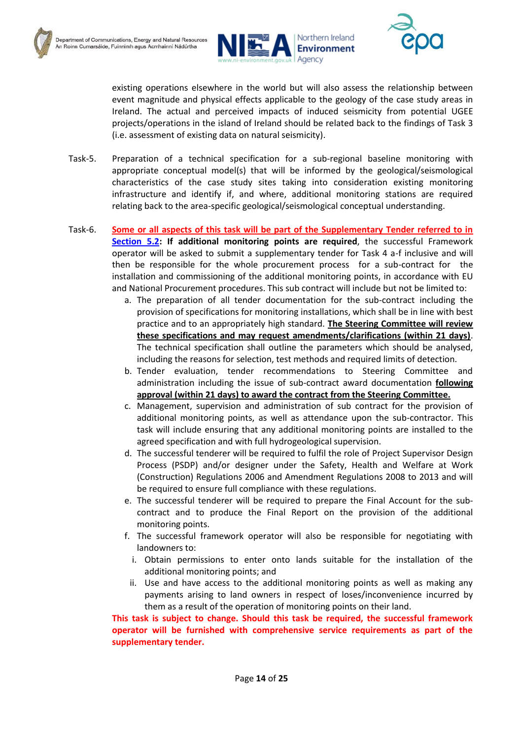existing operations elsewhere in the world but will also assess the relationship between event magnitude and physical effects applicable to the geology of the case study areas in Ireland. The actual and perceived impacts of induced seismicity from potential UGEE projects/operations in the island of Ireland should be related back to the findings of Task 3 (i.e. assessment of existing data on natural seismicity).

Task-5. Preparation of a technical specification for a sub-regional baseline monitoring with appropriate conceptual model(s) that will be informed by the geological/seismological characteristics of the case study sites taking into consideration existing monitoring infrastructure and identify if, and where, additional monitoring stations are required relating back to the area-specific geological/seismological conceptual understanding.

Task-6. **Some or all aspects of this task will be part of the Supplementary Tender referred to in Section 5.2: If additional monitoring points are required**, the successful Framework operator will be asked to submit a supplementary tender for Task 4 a-f inclusive and will then be responsible for the whole procurement process for a sub-contract for the installation and commissioning of the additional monitoring points, in accordance with EU and National Procurement procedures. This sub contract will include but not be limited to:

a. The preparation of all tender documentation for the sub-contract including the provision of specifications for monitoring installations, which shall be in line with best practice and to an appropriately high standard. **The Steering Committee will review these specifications and may request amendments/clarifications (within 21 days)**. The technical specification shall outline the parameters which should be analysed, including the reasons for selection, test methods and required limits of detection.

b. Tender evaluation, tender recommendations to Steering Committee and administration including the issue of sub-contract award documentation **following approval (within 21 days) to award the contract from the Steering Committee.**

c. Management, supervision and administration of sub contract for the provision of additional monitoring points, as well as attendance upon the sub-contractor. This task will include ensuring that any additional monitoring points are installed to the agreed specification and with full hydrogeological supervision.

d. The successful tenderer will be required to fulfil the role of Project Supervisor Design Process (PSDP) and/or designer under the Safety, Health and Welfare at Work (Construction) Regulations 2006 and Amendment Regulations 2008 to 2013 and will be required to ensure full compliance with these regulations.

e. The successful tenderer will be required to prepare the Final Account for the sub-contract and to produce the Final Report on the provision of the additional monitoring points.

f. The successful framework operator will also be responsible for negotiating with landowners to:

   i. Obtain permissions to enter onto lands suitable for the installation of the additional monitoring points; and

   ii. Use and have access to the additional monitoring points as well as making any payments arising to land owners in respect of loses/inconvenience incurred by them as a result of the operation of monitoring points on their land.

**This task is subject to change. Should this task be required, the successful framework operator will be furnished with comprehensive service requirements as part of the supplementary tender.**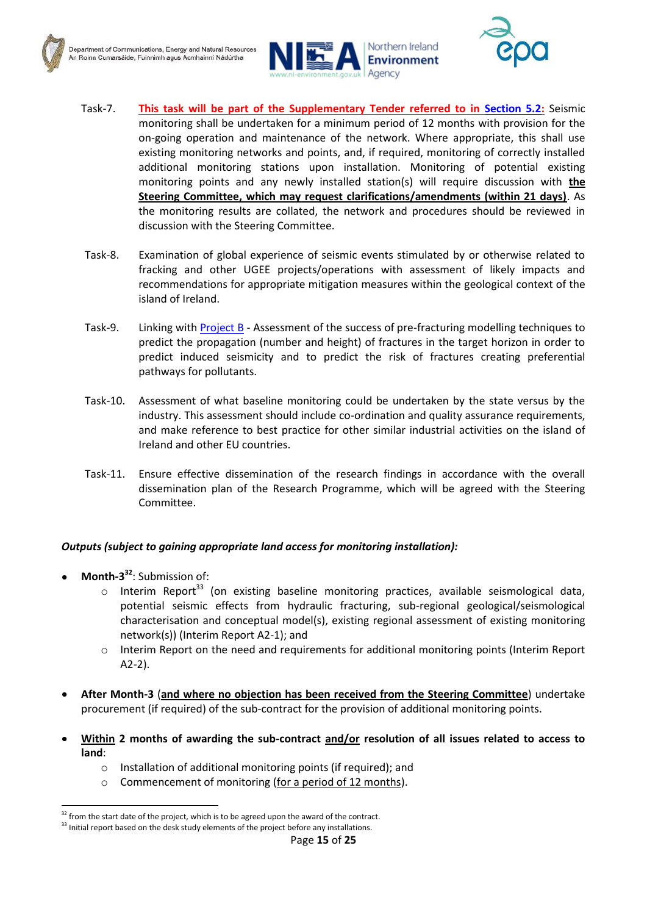Task-7. **This task will be part of the Supplementary Tender referred to in Section 5.2:** Seismic monitoring shall be undertaken for a minimum period of 12 months with provision for the on-going operation and maintenance of the network. Where appropriate, this shall use existing monitoring networks and points, and, if required, monitoring of correctly installed additional monitoring stations upon installation. Monitoring of potential existing monitoring points and any newly installed station(s) will require discussion with **the Steering Committee, which may request clarifications/amendments (within 21 days)**. As the monitoring results are collated, the network and procedures should be reviewed in discussion with the Steering Committee.

Task-8. Examination of global experience of seismic events stimulated by or otherwise related to fracking and other UGEE projects/operations with assessment of likely impacts and recommendations for appropriate mitigation measures within the geological context of the island of Ireland.

Task-9. Linking with Project B - Assessment of the success of pre-fracturing modelling techniques to predict the propagation (number and height) of fractures in the target horizon in order to predict induced seismicity and to predict the risk of fractures creating preferential pathways for pollutants.

Task-10. Assessment of what baseline monitoring could be undertaken by the state versus by the industry. This assessment should include co-ordination and quality assurance requirements, and make reference to best practice for other similar industrial activities on the island of Ireland and other EU countries.

Task-11. Ensure effective dissemination of the research findings in accordance with the overall dissemination plan of the Research Programme, which will be agreed with the Steering Committee.

***Outputs (subject to gaining appropriate land access for monitoring installation):***

- **Month-3**[32]: Submission of:
  - Interim Report[33] (on existing baseline monitoring practices, available seismological data, potential seismic effects from hydraulic fracturing, sub-regional geological/seismological characterisation and conceptual model(s), existing regional assessment of existing monitoring network(s)) (Interim Report A2-1); and
  - Interim Report on the need and requirements for additional monitoring points (Interim Report A2-2).

- **After Month-3** (**and where no objection has been received from the Steering Committee**) undertake procurement (if required) of the sub-contract for the provision of additional monitoring points.

- **Within 2 months of awarding the sub-contract and/or resolution of all issues related to access to land**:
  - Installation of additional monitoring points (if required); and
  - Commencement of monitoring (for a period of 12 months).

[32] from the start date of the project, which is to be agreed upon the award of the contract.
[33] Initial report based on the desk study elements of the project before any installations.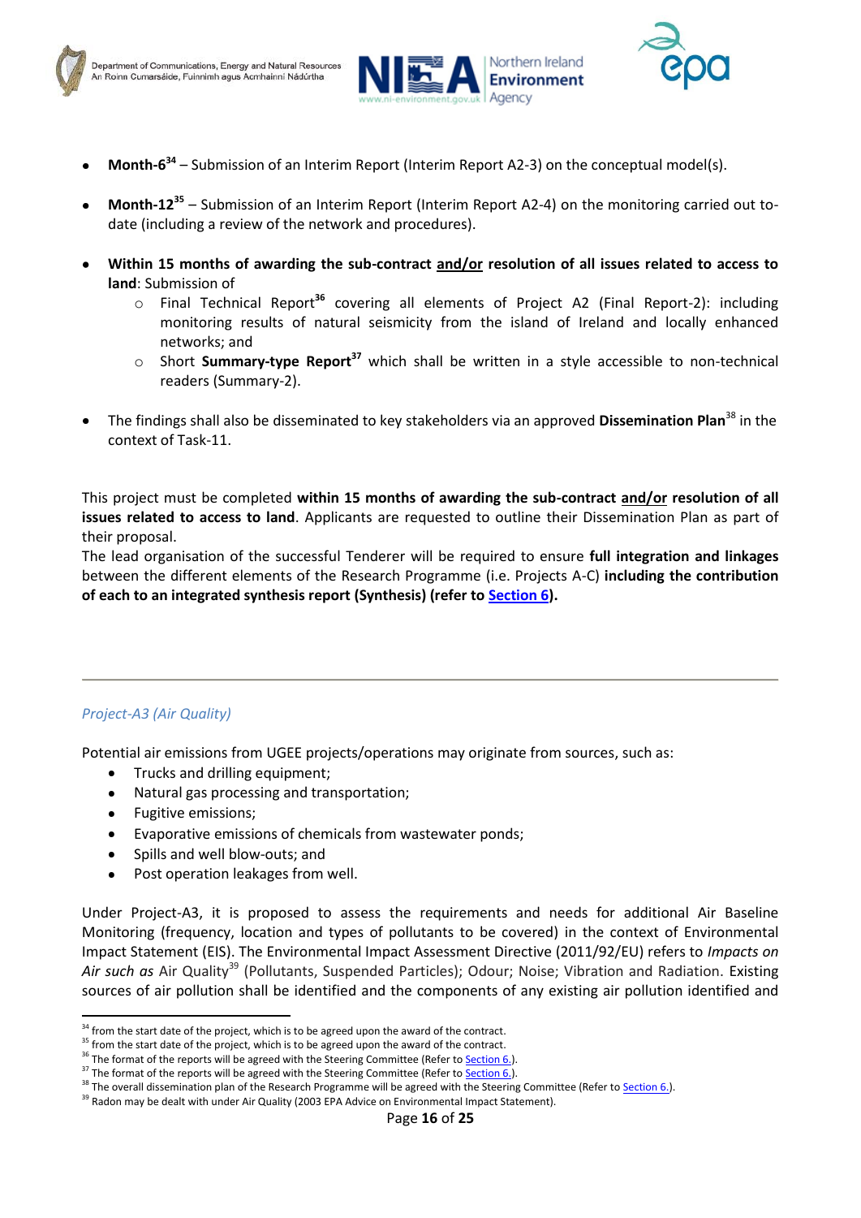- **Month-6**[34] – Submission of an Interim Report (Interim Report A2-3) on the conceptual model(s).
- **Month-12**[35] – Submission of an Interim Report (Interim Report A2-4) on the monitoring carried out to-date (including a review of the network and procedures).
- **Within 15 months of awarding the sub-contract <u>and/or</u> resolution of all issues related to access to land**: Submission of
  - Final Technical Report[36] covering all elements of Project A2 (Final Report-2): including monitoring results of natural seismicity from the island of Ireland and locally enhanced networks; and
  - Short **Summary-type Report**[37] which shall be written in a style accessible to non-technical readers (Summary-2).
- The findings shall also be disseminated to key stakeholders via an approved **Dissemination Plan**[38] in the context of Task-11.

This project must be completed **within 15 months of awarding the sub-contract <u>and/or</u> resolution of all issues related to access to land**. Applicants are requested to outline their Dissemination Plan as part of their proposal.
The lead organisation of the successful Tenderer will be required to ensure **full integration and linkages** between the different elements of the Research Programme (i.e. Projects A-C) **including the contribution of each to an integrated synthesis report (Synthesis) (refer to Section 6)**.

---

*Project-A3 (Air Quality)*

Potential air emissions from UGEE projects/operations may originate from sources, such as:

- Trucks and drilling equipment;
- Natural gas processing and transportation;
- Fugitive emissions;
- Evaporative emissions of chemicals from wastewater ponds;
- Spills and well blow-outs; and
- Post operation leakages from well.

Under Project-A3, it is proposed to assess the requirements and needs for additional Air Baseline Monitoring (frequency, location and types of pollutants to be covered) in the context of Environmental Impact Statement (EIS). The Environmental Impact Assessment Directive (2011/92/EU) refers to *Impacts on Air such as* Air Quality[39] (Pollutants, Suspended Particles); Odour; Noise; Vibration and Radiation. Existing sources of air pollution shall be identified and the components of any existing air pollution identified and

[34] from the start date of the project, which is to be agreed upon the award of the contract.
[35] from the start date of the project, which is to be agreed upon the award of the contract.
[36] The format of the reports will be agreed with the Steering Committee (Refer to Section 6.).
[37] The format of the reports will be agreed with the Steering Committee (Refer to Section 6.).
[38] The overall dissemination plan of the Research Programme will be agreed with the Steering Committee (Refer to Section 6.).
[39] Radon may be dealt with under Air Quality (2003 EPA Advice on Environmental Impact Statement).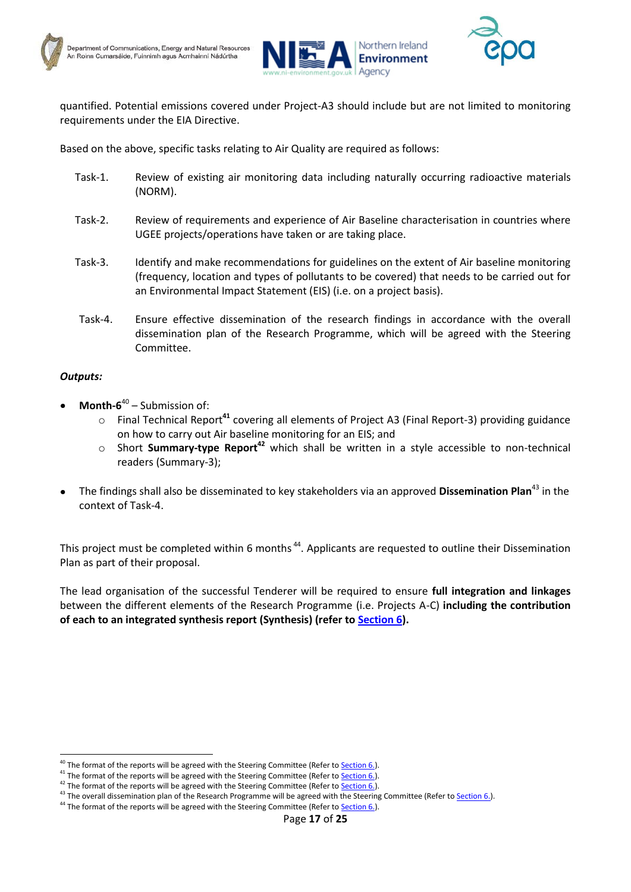quantified. Potential emissions covered under Project-A3 should include but are not limited to monitoring requirements under the EIA Directive.

Based on the above, specific tasks relating to Air Quality are required as follows:

Task-1. Review of existing air monitoring data including naturally occurring radioactive materials (NORM).

Task-2. Review of requirements and experience of Air Baseline characterisation in countries where UGEE projects/operations have taken or are taking place.

Task-3. Identify and make recommendations for guidelines on the extent of Air baseline monitoring (frequency, location and types of pollutants to be covered) that needs to be carried out for an Environmental Impact Statement (EIS) (i.e. on a project basis).

Task-4. Ensure effective dissemination of the research findings in accordance with the overall dissemination plan of the Research Programme, which will be agreed with the Steering Committee.

***Outputs:***

- **Month-6**[40] – Submission of:
    - Final Technical Report[41] covering all elements of Project A3 (Final Report-3) providing guidance on how to carry out Air baseline monitoring for an EIS; and
    - Short **Summary-type Report**[42] which shall be written in a style accessible to non-technical readers (Summary-3);

- The findings shall also be disseminated to key stakeholders via an approved **Dissemination Plan**[43] in the context of Task-4.

This project must be completed within 6 months [44]. Applicants are requested to outline their Dissemination Plan as part of their proposal.

The lead organisation of the successful Tenderer will be required to ensure **full integration and linkages** between the different elements of the Research Programme (i.e. Projects A-C) **including the contribution of each to an integrated synthesis report (Synthesis) (refer to Section 6).**

[40] The format of the reports will be agreed with the Steering Committee (Refer to Section 6.).
[41] The format of the reports will be agreed with the Steering Committee (Refer to Section 6.).
[42] The format of the reports will be agreed with the Steering Committee (Refer to Section 6.).
[43] The overall dissemination plan of the Research Programme will be agreed with the Steering Committee (Refer to Section 6.).
[44] The format of the reports will be agreed with the Steering Committee (Refer to Section 6.).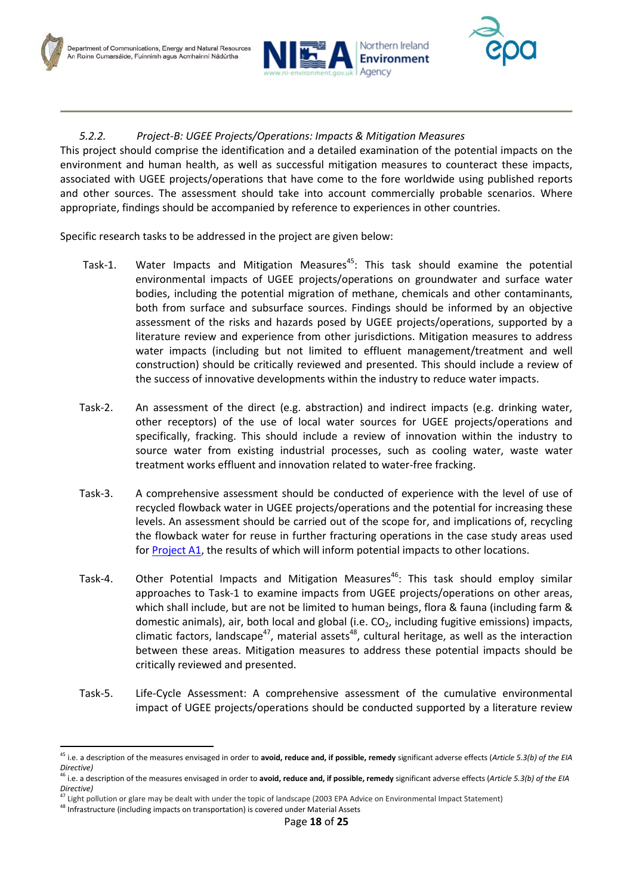### *5.2.2. Project-B: UGEE Projects/Operations: Impacts & Mitigation Measures*

This project should comprise the identification and a detailed examination of the potential impacts on the environment and human health, as well as successful mitigation measures to counteract these impacts, associated with UGEE projects/operations that have come to the fore worldwide using published reports and other sources. The assessment should take into account commercially probable scenarios. Where appropriate, findings should be accompanied by reference to experiences in other countries.

Specific research tasks to be addressed in the project are given below:

Task-1. Water Impacts and Mitigation Measures[45]: This task should examine the potential environmental impacts of UGEE projects/operations on groundwater and surface water bodies, including the potential migration of methane, chemicals and other contaminants, both from surface and subsurface sources. Findings should be informed by an objective assessment of the risks and hazards posed by UGEE projects/operations, supported by a literature review and experience from other jurisdictions. Mitigation measures to address water impacts (including but not limited to effluent management/treatment and well construction) should be critically reviewed and presented. This should include a review of the success of innovative developments within the industry to reduce water impacts.

Task-2. An assessment of the direct (e.g. abstraction) and indirect impacts (e.g. drinking water, other receptors) of the use of local water sources for UGEE projects/operations and specifically, fracking. This should include a review of innovation within the industry to source water from existing industrial processes, such as cooling water, waste water treatment works effluent and innovation related to water-free fracking.

Task-3. A comprehensive assessment should be conducted of experience with the level of use of recycled flowback water in UGEE projects/operations and the potential for increasing these levels. An assessment should be carried out of the scope for, and implications of, recycling the flowback water for reuse in further fracturing operations in the case study areas used for Project A1, the results of which will inform potential impacts to other locations.

Task-4. Other Potential Impacts and Mitigation Measures[46]: This task should employ similar approaches to Task-1 to examine impacts from UGEE projects/operations on other areas, which shall include, but are not be limited to human beings, flora & fauna (including farm & domestic animals), air, both local and global (i.e. $CO_2$, including fugitive emissions) impacts, climatic factors, landscape[47], material assets[48], cultural heritage, as well as the interaction between these areas. Mitigation measures to address these potential impacts should be critically reviewed and presented.

Task-5. Life-Cycle Assessment: A comprehensive assessment of the cumulative environmental impact of UGEE projects/operations should be conducted supported by a literature review

---

[45] i.e. a description of the measures envisaged in order to **avoid, reduce and, if possible, remedy** significant adverse effects (*Article 5.3(b) of the EIA Directive)*

[46] i.e. a description of the measures envisaged in order to **avoid, reduce and, if possible, remedy** significant adverse effects (*Article 5.3(b) of the EIA Directive)*

[47] Light pollution or glare may be dealt with under the topic of landscape (2003 EPA Advice on Environmental Impact Statement)

[48] Infrastructure (including impacts on transportation) is covered under Material Assets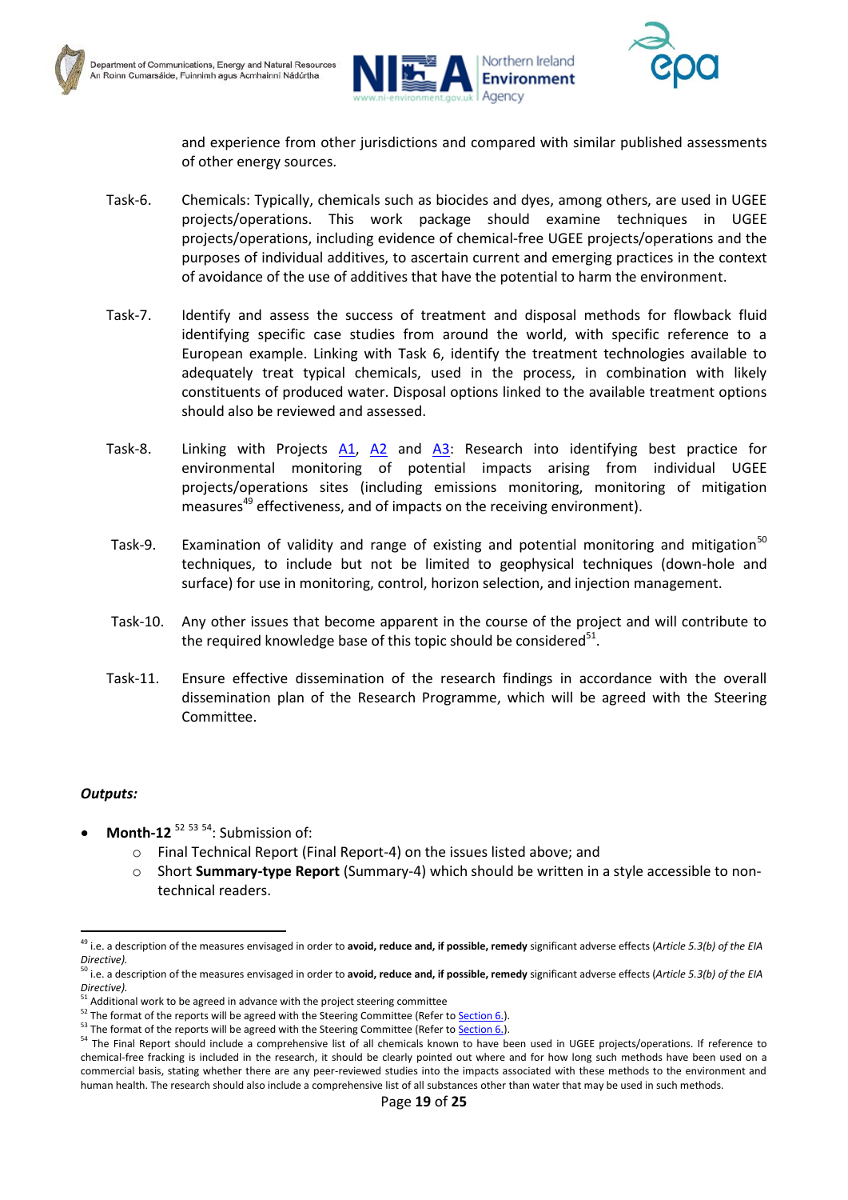and experience from other jurisdictions and compared with similar published assessments of other energy sources.

Task-6. Chemicals: Typically, chemicals such as biocides and dyes, among others, are used in UGEE projects/operations. This work package should examine techniques in UGEE projects/operations, including evidence of chemical-free UGEE projects/operations and the purposes of individual additives, to ascertain current and emerging practices in the context of avoidance of the use of additives that have the potential to harm the environment.

Task-7. Identify and assess the success of treatment and disposal methods for flowback fluid identifying specific case studies from around the world, with specific reference to a European example. Linking with Task 6, identify the treatment technologies available to adequately treat typical chemicals, used in the process, in combination with likely constituents of produced water. Disposal options linked to the available treatment options should also be reviewed and assessed.

Task-8. Linking with Projects A1, A2 and A3: Research into identifying best practice for environmental monitoring of potential impacts arising from individual UGEE projects/operations sites (including emissions monitoring, monitoring of mitigation measures[49] effectiveness, and of impacts on the receiving environment).

Task-9. Examination of validity and range of existing and potential monitoring and mitigation[50] techniques, to include but not be limited to geophysical techniques (down-hole and surface) for use in monitoring, control, horizon selection, and injection management.

Task-10. Any other issues that become apparent in the course of the project and will contribute to the required knowledge base of this topic should be considered[51].

Task-11. Ensure effective dissemination of the research findings in accordance with the overall dissemination plan of the Research Programme, which will be agreed with the Steering Committee.

***Outputs:***

- **Month-12** [52] [53] [54]: Submission of:
  - Final Technical Report (Final Report-4) on the issues listed above; and
  - Short **Summary-type Report** (Summary-4) which should be written in a style accessible to non-technical readers.

---

[49] i.e. a description of the measures envisaged in order to **avoid, reduce and, if possible, remedy** significant adverse effects (*Article 5.3(b) of the EIA Directive).*

[50] i.e. a description of the measures envisaged in order to **avoid, reduce and, if possible, remedy** significant adverse effects (*Article 5.3(b) of the EIA Directive).*

[51] Additional work to be agreed in advance with the project steering committee

[52] The format of the reports will be agreed with the Steering Committee (Refer to Section 6.).

[53] The format of the reports will be agreed with the Steering Committee (Refer to Section 6.).

[54] The Final Report should include a comprehensive list of all chemicals known to have been used in UGEE projects/operations. If reference to chemical-free fracking is included in the research, it should be clearly pointed out where and for how long such methods have been used on a commercial basis, stating whether there are any peer-reviewed studies into the impacts associated with these methods to the environment and human health. The research should also include a comprehensive list of all substances other than water that may be used in such methods.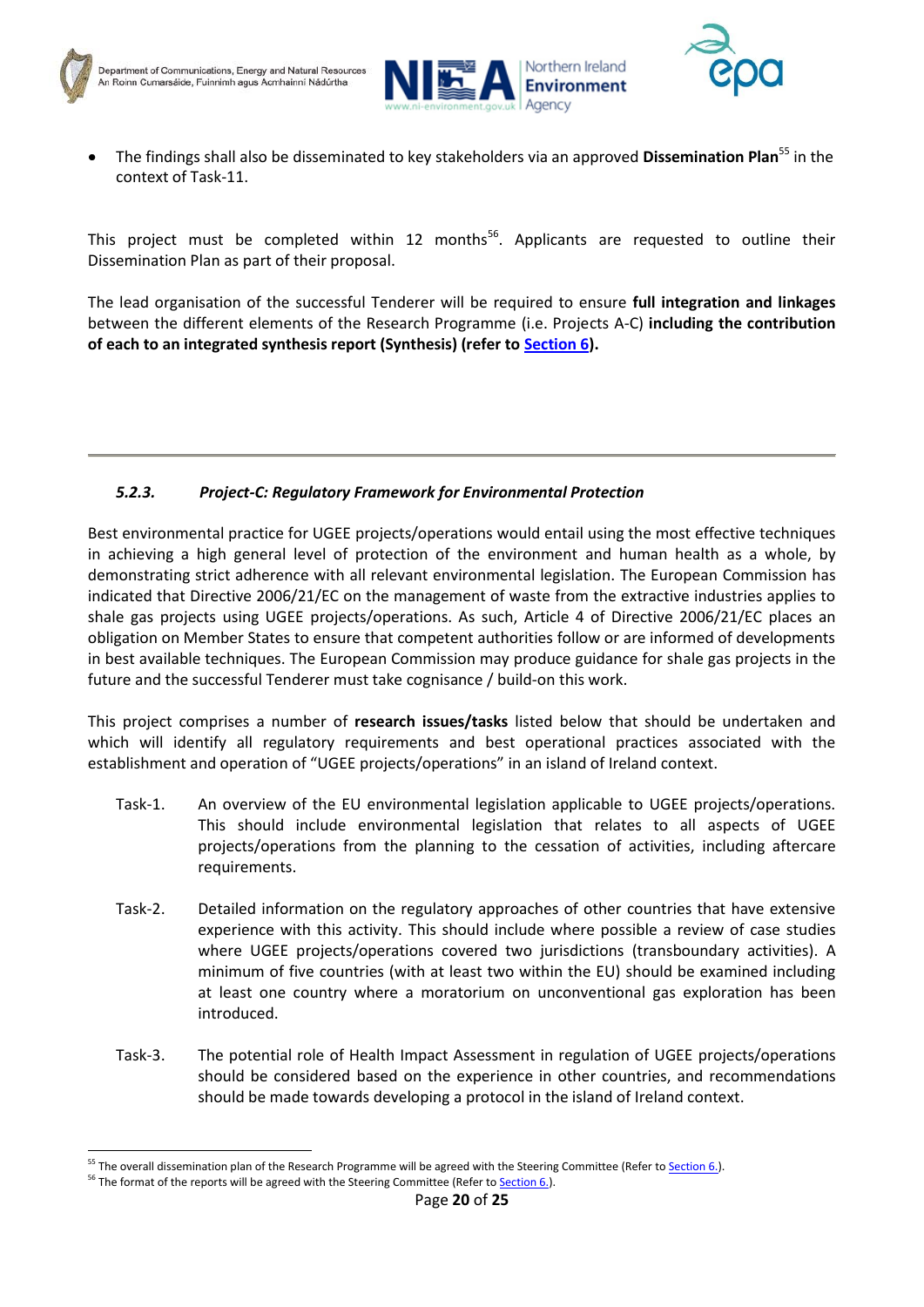- The findings shall also be disseminated to key stakeholders via an approved **Dissemination Plan**[55] in the context of Task-11.

This project must be completed within 12 months[56]. Applicants are requested to outline their Dissemination Plan as part of their proposal.

The lead organisation of the successful Tenderer will be required to ensure **full integration and linkages** between the different elements of the Research Programme (i.e. Projects A-C) **including the contribution of each to an integrated synthesis report (Synthesis) (refer to Section 6).**

---

### *5.2.3. Project-C: Regulatory Framework for Environmental Protection*

Best environmental practice for UGEE projects/operations would entail using the most effective techniques in achieving a high general level of protection of the environment and human health as a whole, by demonstrating strict adherence with all relevant environmental legislation. The European Commission has indicated that Directive 2006/21/EC on the management of waste from the extractive industries applies to shale gas projects using UGEE projects/operations. As such, Article 4 of Directive 2006/21/EC places an obligation on Member States to ensure that competent authorities follow or are informed of developments in best available techniques. The European Commission may produce guidance for shale gas projects in the future and the successful Tenderer must take cognisance / build-on this work.

This project comprises a number of **research issues/tasks** listed below that should be undertaken and which will identify all regulatory requirements and best operational practices associated with the establishment and operation of "UGEE projects/operations" in an island of Ireland context.

Task-1. An overview of the EU environmental legislation applicable to UGEE projects/operations. This should include environmental legislation that relates to all aspects of UGEE projects/operations from the planning to the cessation of activities, including aftercare requirements.

Task-2. Detailed information on the regulatory approaches of other countries that have extensive experience with this activity. This should include where possible a review of case studies where UGEE projects/operations covered two jurisdictions (transboundary activities). A minimum of five countries (with at least two within the EU) should be examined including at least one country where a moratorium on unconventional gas exploration has been introduced.

Task-3. The potential role of Health Impact Assessment in regulation of UGEE projects/operations should be considered based on the experience in other countries, and recommendations should be made towards developing a protocol in the island of Ireland context.

---

[55] The overall dissemination plan of the Research Programme will be agreed with the Steering Committee (Refer to Section 6.).

[56] The format of the reports will be agreed with the Steering Committee (Refer to Section 6.).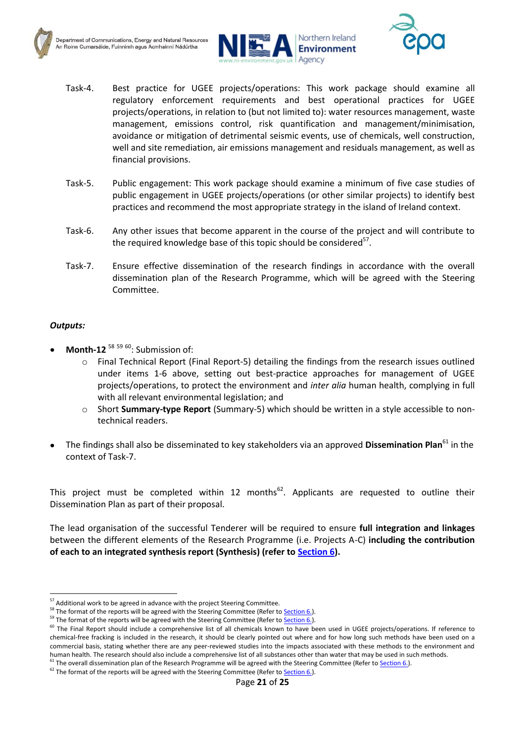Task-4. Best practice for UGEE projects/operations: This work package should examine all regulatory enforcement requirements and best operational practices for UGEE projects/operations, in relation to (but not limited to): water resources management, waste management, emissions control, risk quantification and management/minimisation, avoidance or mitigation of detrimental seismic events, use of chemicals, well construction, well and site remediation, air emissions management and residuals management, as well as financial provisions.

Task-5. Public engagement: This work package should examine a minimum of five case studies of public engagement in UGEE projects/operations (or other similar projects) to identify best practices and recommend the most appropriate strategy in the island of Ireland context.

Task-6. Any other issues that become apparent in the course of the project and will contribute to the required knowledge base of this topic should be considered[57].

Task-7. Ensure effective dissemination of the research findings in accordance with the overall dissemination plan of the Research Programme, which will be agreed with the Steering Committee.

***Outputs:***

- **Month-12** [58] [59] [60]: Submission of:
  - Final Technical Report (Final Report-5) detailing the findings from the research issues outlined under items 1-6 above, setting out best-practice approaches for management of UGEE projects/operations, to protect the environment and *inter alia* human health, complying in full with all relevant environmental legislation; and
  - Short **Summary-type Report** (Summary-5) which should be written in a style accessible to non-technical readers.

- The findings shall also be disseminated to key stakeholders via an approved **Dissemination Plan**[61] in the context of Task-7.

This project must be completed within 12 months[62]. Applicants are requested to outline their Dissemination Plan as part of their proposal.

The lead organisation of the successful Tenderer will be required to ensure **full integration and linkages** between the different elements of the Research Programme (i.e. Projects A-C) **including the contribution of each to an integrated synthesis report (Synthesis) (refer to Section 6).**

---

[57] Additional work to be agreed in advance with the project Steering Committee.

[58] The format of the reports will be agreed with the Steering Committee (Refer to Section 6.).

[59] The format of the reports will be agreed with the Steering Committee (Refer to Section 6.).

[60] The Final Report should include a comprehensive list of all chemicals known to have been used in UGEE projects/operations. If reference to chemical-free fracking is included in the research, it should be clearly pointed out where and for how long such methods have been used on a commercial basis, stating whether there are any peer-reviewed studies into the impacts associated with these methods to the environment and human health. The research should also include a comprehensive list of all substances other than water that may be used in such methods.

[61] The overall dissemination plan of the Research Programme will be agreed with the Steering Committee (Refer to Section 6.).

[62] The format of the reports will be agreed with the Steering Committee (Refer to Section 6.).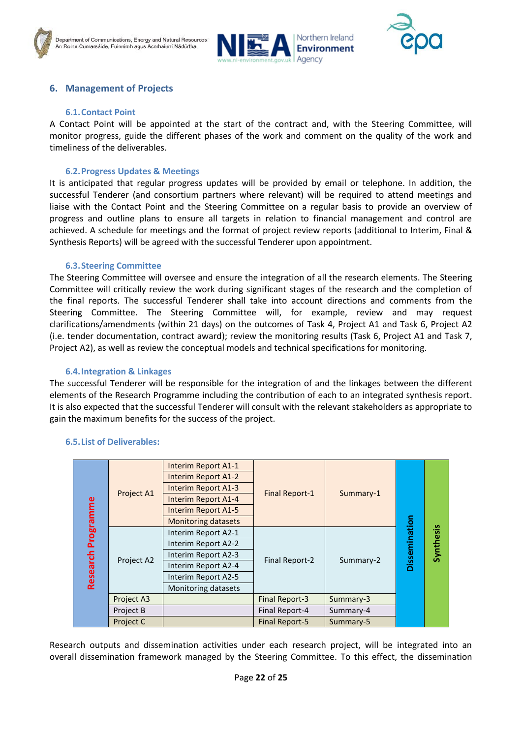## 6. Management of Projects

### 6.1. Contact Point

A Contact Point will be appointed at the start of the contract and, with the Steering Committee, will monitor progress, guide the different phases of the work and comment on the quality of the work and timeliness of the deliverables.

### 6.2. Progress Updates & Meetings

It is anticipated that regular progress updates will be provided by email or telephone. In addition, the successful Tenderer (and consortium partners where relevant) will be required to attend meetings and liaise with the Contact Point and the Steering Committee on a regular basis to provide an overview of progress and outline plans to ensure all targets in relation to financial management and control are achieved. A schedule for meetings and the format of project review reports (additional to Interim, Final & Synthesis Reports) will be agreed with the successful Tenderer upon appointment.

### 6.3. Steering Committee

The Steering Committee will oversee and ensure the integration of all the research elements. The Steering Committee will critically review the work during significant stages of the research and the completion of the final reports. The successful Tenderer shall take into account directions and comments from the Steering Committee. The Steering Committee will, for example, review and may request clarifications/amendments (within 21 days) on the outcomes of Task 4, Project A1 and Task 6, Project A2 (i.e. tender documentation, contract award); review the monitoring results (Task 6, Project A1 and Task 7, Project A2), as well as review the conceptual models and technical specifications for monitoring.

### 6.4. Integration & Linkages

The successful Tenderer will be responsible for the integration of and the linkages between the different elements of the Research Programme including the contribution of each to an integrated synthesis report. It is also expected that the successful Tenderer will consult with the relevant stakeholders as appropriate to gain the maximum benefits for the success of the project.

### 6.5. List of Deliverables:

| | | | | | | |
|---|---|---|---|---|---|---|
| Research Programme | Project A1 | Interim Report A1-1 | Final Report-1 | Summary-1 | Dissemination | Synthesis |
| | | Interim Report A1-2 | | | | |
| | | Interim Report A1-3 | | | | |
| | | Interim Report A1-4 | | | | |
| | | Interim Report A1-5 | | | | |
| | | Monitoring datasets | | | | |
| | Project A2 | Interim Report A2-1 | Final Report-2 | Summary-2 | | |
| | | Interim Report A2-2 | | | | |
| | | Interim Report A2-3 | | | | |
| | | Interim Report A2-4 | | | | |
| | | Interim Report A2-5 | | | | |
| | | Monitoring datasets | | | | |
| | Project A3 | | Final Report-3 | Summary-3 | | |
| | Project B | | Final Report-4 | Summary-4 | | |
| | Project C | | Final Report-5 | Summary-5 | | |

Research outputs and dissemination activities under each research project, will be integrated into an overall dissemination framework managed by the Steering Committee. To this effect, the dissemination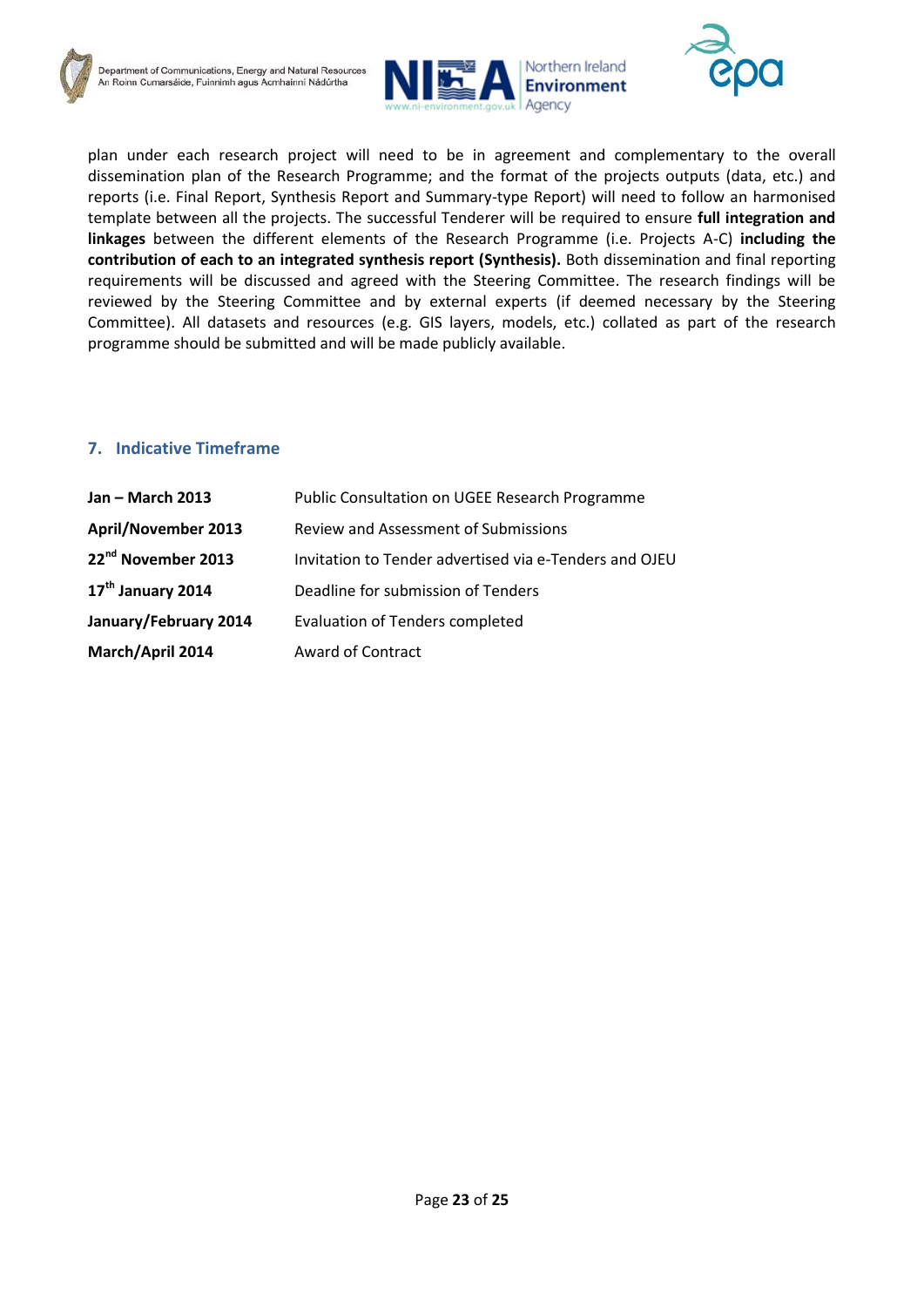plan under each research project will need to be in agreement and complementary to the overall dissemination plan of the Research Programme; and the format of the projects outputs (data, etc.) and reports (i.e. Final Report, Synthesis Report and Summary-type Report) will need to follow an harmonised template between all the projects. The successful Tenderer will be required to ensure **full integration and linkages** between the different elements of the Research Programme (i.e. Projects A-C) **including the contribution of each to an integrated synthesis report (Synthesis).** Both dissemination and final reporting requirements will be discussed and agreed with the Steering Committee. The research findings will be reviewed by the Steering Committee and by external experts (if deemed necessary by the Steering Committee). All datasets and resources (e.g. GIS layers, models, etc.) collated as part of the research programme should be submitted and will be made publicly available.

## 7. Indicative Timeframe

| | |
|---|---|
| **Jan – March 2013** | Public Consultation on UGEE Research Programme |
| **April/November 2013** | Review and Assessment of Submissions |
| **22nd November 2013** | Invitation to Tender advertised via e-Tenders and OJEU |
| **17th January 2014** | Deadline for submission of Tenders |
| **January/February 2014** | Evaluation of Tenders completed |
| **March/April 2014** | Award of Contract |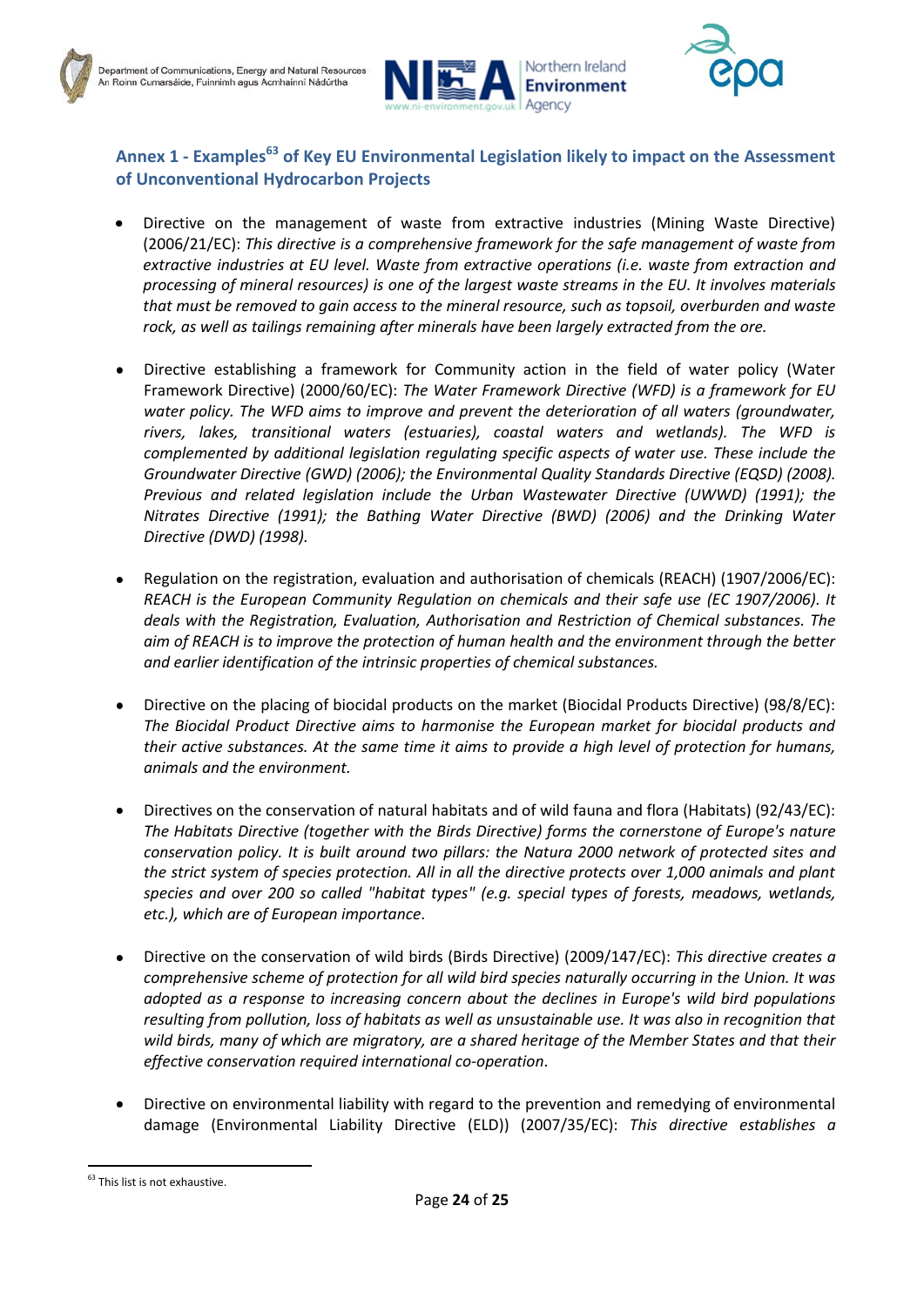## Annex 1 - Examples[63] of Key EU Environmental Legislation likely to impact on the Assessment of Unconventional Hydrocarbon Projects

- Directive on the management of waste from extractive industries (Mining Waste Directive) (2006/21/EC): *This directive is a comprehensive framework for the safe management of waste from extractive industries at EU level. Waste from extractive operations (i.e. waste from extraction and processing of mineral resources) is one of the largest waste streams in the EU. It involves materials that must be removed to gain access to the mineral resource, such as topsoil, overburden and waste rock, as well as tailings remaining after minerals have been largely extracted from the ore.*

- Directive establishing a framework for Community action in the field of water policy (Water Framework Directive) (2000/60/EC): *The Water Framework Directive (WFD) is a framework for EU water policy. The WFD aims to improve and prevent the deterioration of all waters (groundwater, rivers, lakes, transitional waters (estuaries), coastal waters and wetlands). The WFD is complemented by additional legislation regulating specific aspects of water use. These include the Groundwater Directive (GWD) (2006); the Environmental Quality Standards Directive (EQSD) (2008). Previous and related legislation include the Urban Wastewater Directive (UWWD) (1991); the Nitrates Directive (1991); the Bathing Water Directive (BWD) (2006) and the Drinking Water Directive (DWD) (1998).*

- Regulation on the registration, evaluation and authorisation of chemicals (REACH) (1907/2006/EC): *REACH is the European Community Regulation on chemicals and their safe use (EC 1907/2006). It deals with the Registration, Evaluation, Authorisation and Restriction of Chemical substances. The aim of REACH is to improve the protection of human health and the environment through the better and earlier identification of the intrinsic properties of chemical substances.*

- Directive on the placing of biocidal products on the market (Biocidal Products Directive) (98/8/EC): *The Biocidal Product Directive aims to harmonise the European market for biocidal products and their active substances. At the same time it aims to provide a high level of protection for humans, animals and the environment.*

- Directives on the conservation of natural habitats and of wild fauna and flora (Habitats) (92/43/EC): *The Habitats Directive (together with the Birds Directive) forms the cornerstone of Europe's nature conservation policy. It is built around two pillars: the Natura 2000 network of protected sites and the strict system of species protection. All in all the directive protects over 1,000 animals and plant species and over 200 so called "habitat types" (e.g. special types of forests, meadows, wetlands, etc.), which are of European importance.*

- Directive on the conservation of wild birds (Birds Directive) (2009/147/EC): *This directive creates a comprehensive scheme of protection for all wild bird species naturally occurring in the Union. It was adopted as a response to increasing concern about the declines in Europe's wild bird populations resulting from pollution, loss of habitats as well as unsustainable use. It was also in recognition that wild birds, many of which are migratory, are a shared heritage of the Member States and that their effective conservation required international co-operation.*

- Directive on environmental liability with regard to the prevention and remedying of environmental damage (Environmental Liability Directive (ELD)) (2007/35/EC): *This directive establishes a*

[63] This list is not exhaustive.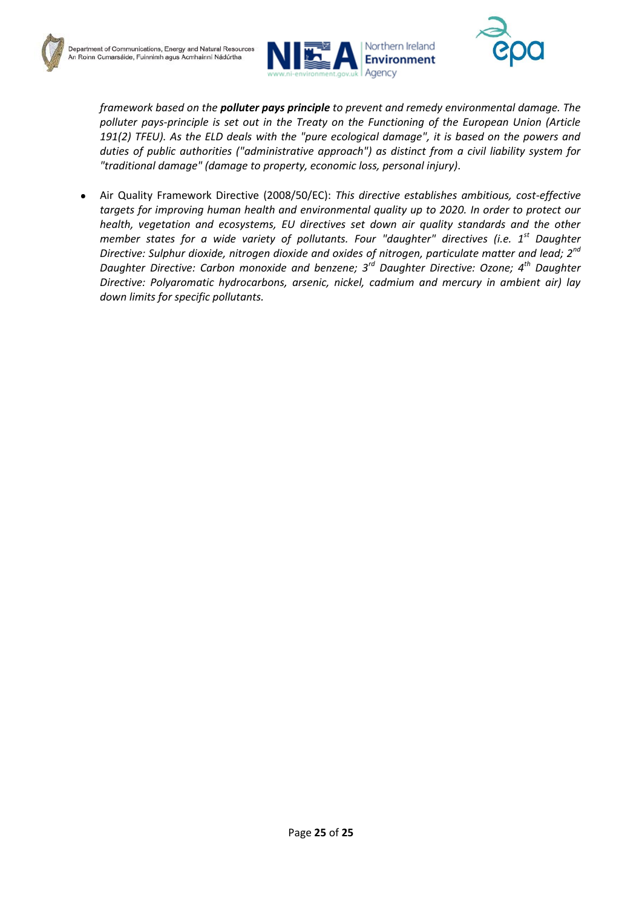*framework based on the* ***polluter pays principle*** *to prevent and remedy environmental damage. The polluter pays-principle is set out in the Treaty on the Functioning of the European Union (Article 191(2) TFEU). As the ELD deals with the "pure ecological damage", it is based on the powers and duties of public authorities ("administrative approach") as distinct from a civil liability system for "traditional damage" (damage to property, economic loss, personal injury).*

- Air Quality Framework Directive (2008/50/EC): *This directive establishes ambitious, cost-effective targets for improving human health and environmental quality up to 2020. In order to protect our health, vegetation and ecosystems, EU directives set down air quality standards and the other member states for a wide variety of pollutants. Four "daughter" directives (i.e. 1st Daughter Directive: Sulphur dioxide, nitrogen dioxide and oxides of nitrogen, particulate matter and lead; 2nd Daughter Directive: Carbon monoxide and benzene; 3rd Daughter Directive: Ozone; 4th Daughter Directive: Polyaromatic hydrocarbons, arsenic, nickel, cadmium and mercury in ambient air) lay down limits for specific pollutants.*